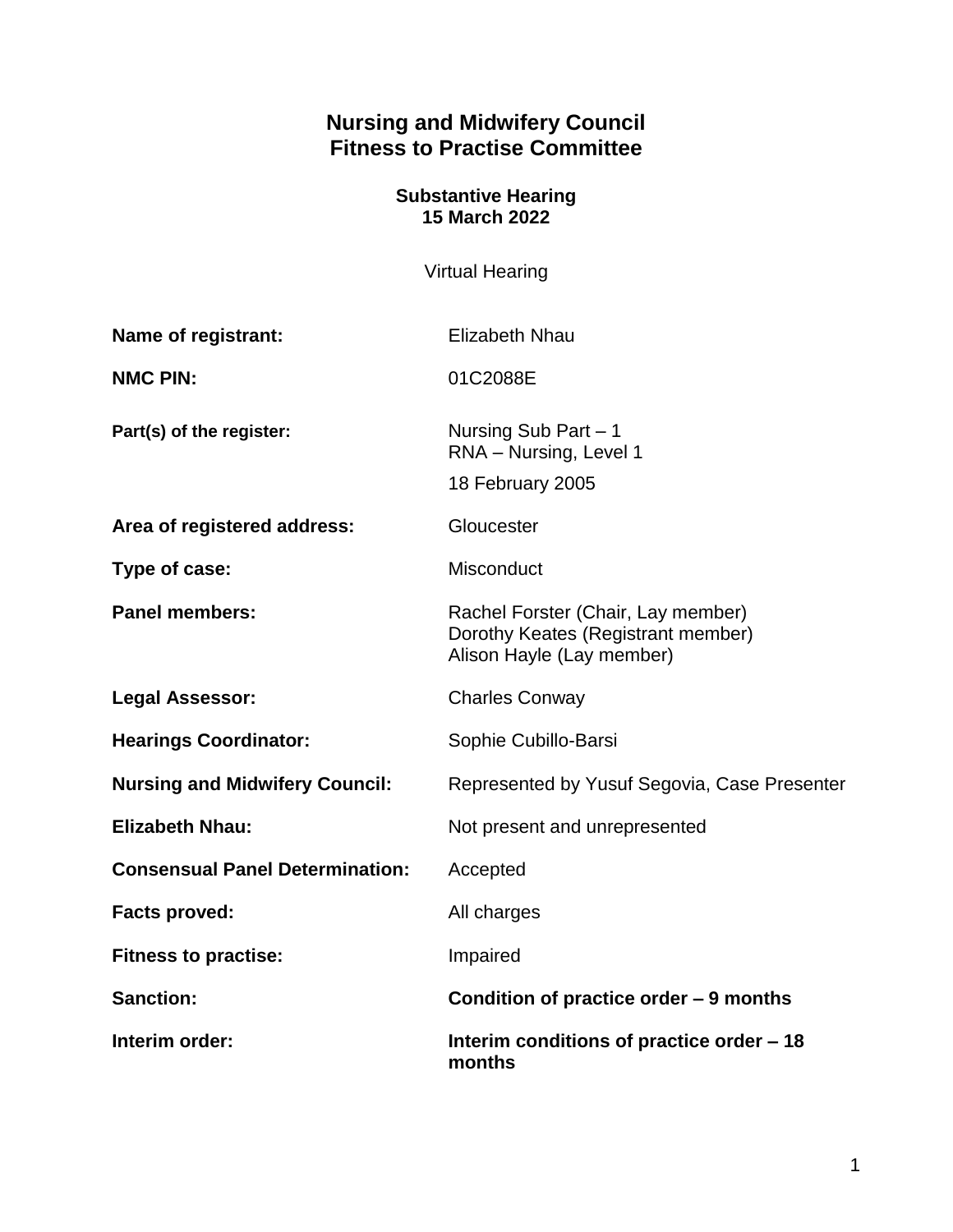# Nursing and Midwifery Council
# Fitness to Practise Committee

**Substantive Hearing**
**15 March 2022**

Virtual Hearing

| | |
|---|---|
| **Name of registrant:** | Elizabeth Nhau |
| **NMC PIN:** | 01C2088E |
| **Part(s) of the register:** | Nursing Sub Part – 1<br>RNA – Nursing, Level 1<br>18 February 2005 |
| **Area of registered address:** | Gloucester |
| **Type of case:** | Misconduct |
| **Panel members:** | Rachel Forster (Chair, Lay member)<br>Dorothy Keates (Registrant member)<br>Alison Hayle (Lay member) |
| **Legal Assessor:** | Charles Conway |
| **Hearings Coordinator:** | Sophie Cubillo-Barsi |
| **Nursing and Midwifery Council:** | Represented by Yusuf Segovia, Case Presenter |
| **Elizabeth Nhau:** | Not present and unrepresented |
| **Consensual Panel Determination:** | Accepted |
| **Facts proved:** | All charges |
| **Fitness to practise:** | Impaired |
| **Sanction:** | **Condition of practice order – 9 months** |
| **Interim order:** | **Interim conditions of practice order – 18 months** |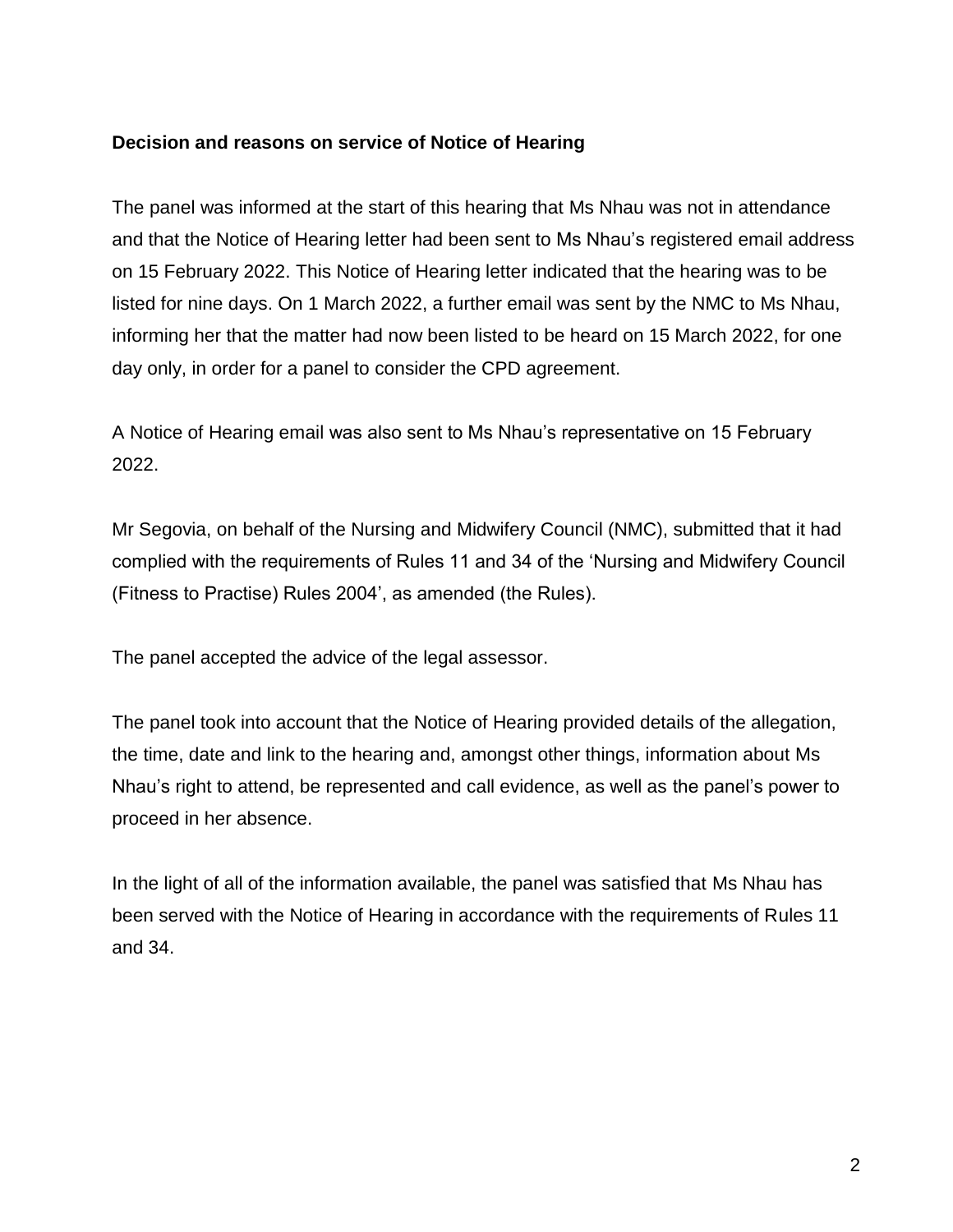**Decision and reasons on service of Notice of Hearing**

The panel was informed at the start of this hearing that Ms Nhau was not in attendance and that the Notice of Hearing letter had been sent to Ms Nhau's registered email address on 15 February 2022. This Notice of Hearing letter indicated that the hearing was to be listed for nine days. On 1 March 2022, a further email was sent by the NMC to Ms Nhau, informing her that the matter had now been listed to be heard on 15 March 2022, for one day only, in order for a panel to consider the CPD agreement.

A Notice of Hearing email was also sent to Ms Nhau's representative on 15 February 2022.

Mr Segovia, on behalf of the Nursing and Midwifery Council (NMC), submitted that it had complied with the requirements of Rules 11 and 34 of the 'Nursing and Midwifery Council (Fitness to Practise) Rules 2004', as amended (the Rules).

The panel accepted the advice of the legal assessor.

The panel took into account that the Notice of Hearing provided details of the allegation, the time, date and link to the hearing and, amongst other things, information about Ms Nhau's right to attend, be represented and call evidence, as well as the panel's power to proceed in her absence.

In the light of all of the information available, the panel was satisfied that Ms Nhau has been served with the Notice of Hearing in accordance with the requirements of Rules 11 and 34.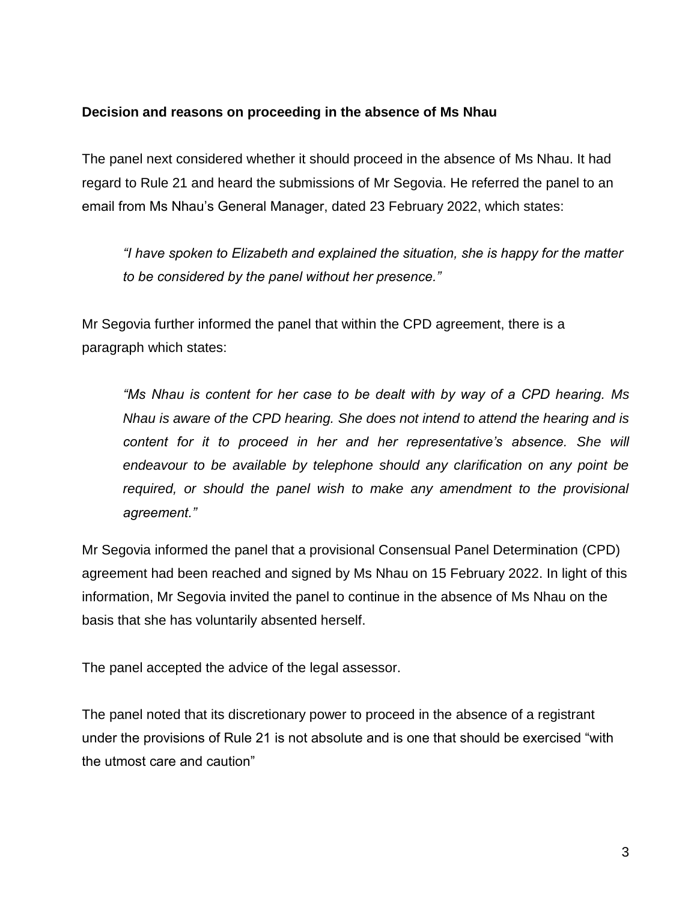**Decision and reasons on proceeding in the absence of Ms Nhau**

The panel next considered whether it should proceed in the absence of Ms Nhau. It had regard to Rule 21 and heard the submissions of Mr Segovia. He referred the panel to an email from Ms Nhau's General Manager, dated 23 February 2022, which states:

> *"I have spoken to Elizabeth and explained the situation, she is happy for the matter to be considered by the panel without her presence."*

Mr Segovia further informed the panel that within the CPD agreement, there is a paragraph which states:

> *"Ms Nhau is content for her case to be dealt with by way of a CPD hearing. Ms Nhau is aware of the CPD hearing. She does not intend to attend the hearing and is content for it to proceed in her and her representative's absence. She will endeavour to be available by telephone should any clarification on any point be required, or should the panel wish to make any amendment to the provisional agreement."*

Mr Segovia informed the panel that a provisional Consensual Panel Determination (CPD) agreement had been reached and signed by Ms Nhau on 15 February 2022. In light of this information, Mr Segovia invited the panel to continue in the absence of Ms Nhau on the basis that she has voluntarily absented herself.

The panel accepted the advice of the legal assessor.

The panel noted that its discretionary power to proceed in the absence of a registrant under the provisions of Rule 21 is not absolute and is one that should be exercised "with the utmost care and caution"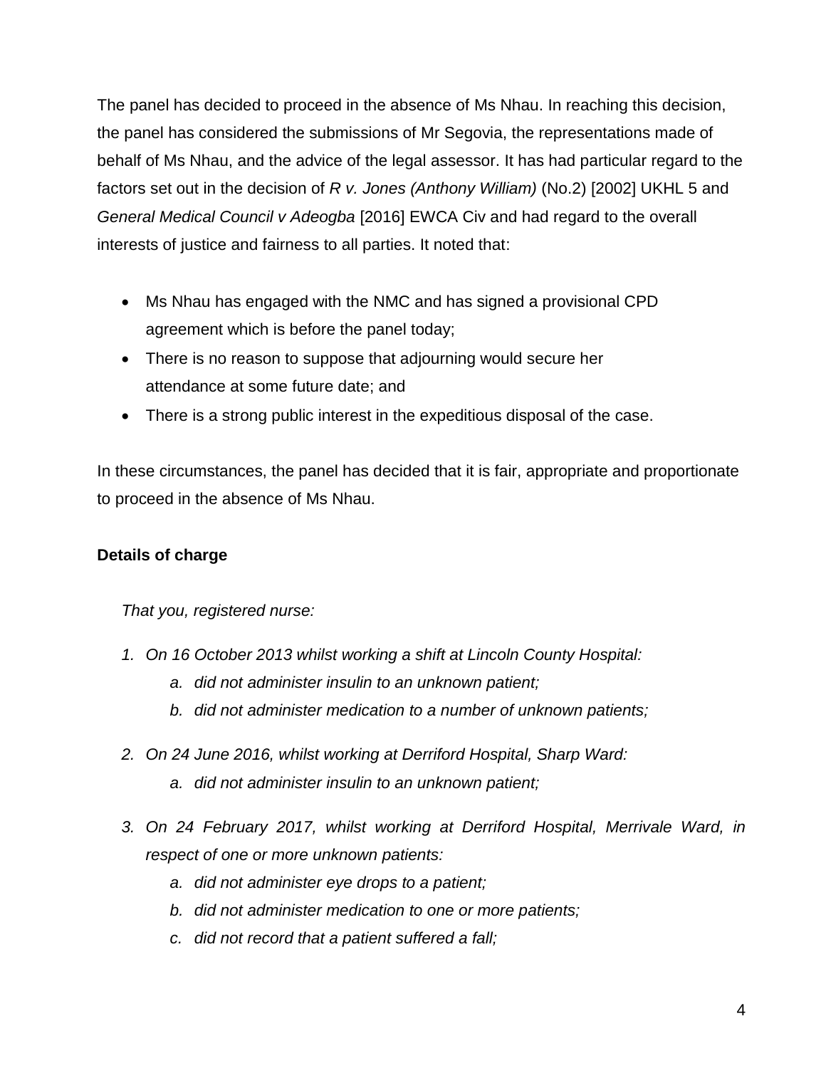The panel has decided to proceed in the absence of Ms Nhau. In reaching this decision, the panel has considered the submissions of Mr Segovia, the representations made of behalf of Ms Nhau, and the advice of the legal assessor. It has had particular regard to the factors set out in the decision of *R v. Jones (Anthony William)* (No.2) [2002] UKHL 5 and *General Medical Council v Adeogba* [2016] EWCA Civ and had regard to the overall interests of justice and fairness to all parties. It noted that:

- Ms Nhau has engaged with the NMC and has signed a provisional CPD agreement which is before the panel today;
- There is no reason to suppose that adjourning would secure her attendance at some future date; and
- There is a strong public interest in the expeditious disposal of the case.

In these circumstances, the panel has decided that it is fair, appropriate and proportionate to proceed in the absence of Ms Nhau.

**Details of charge**

*That you, registered nurse:*

1. *On 16 October 2013 whilst working a shift at Lincoln County Hospital:*
    a. *did not administer insulin to an unknown patient;*
    b. *did not administer medication to a number of unknown patients;*

2. *On 24 June 2016, whilst working at Derriford Hospital, Sharp Ward:*
    a. *did not administer insulin to an unknown patient;*

3. *On 24 February 2017, whilst working at Derriford Hospital, Merrivale Ward, in respect of one or more unknown patients:*
    a. *did not administer eye drops to a patient;*
    b. *did not administer medication to one or more patients;*
    c. *did not record that a patient suffered a fall;*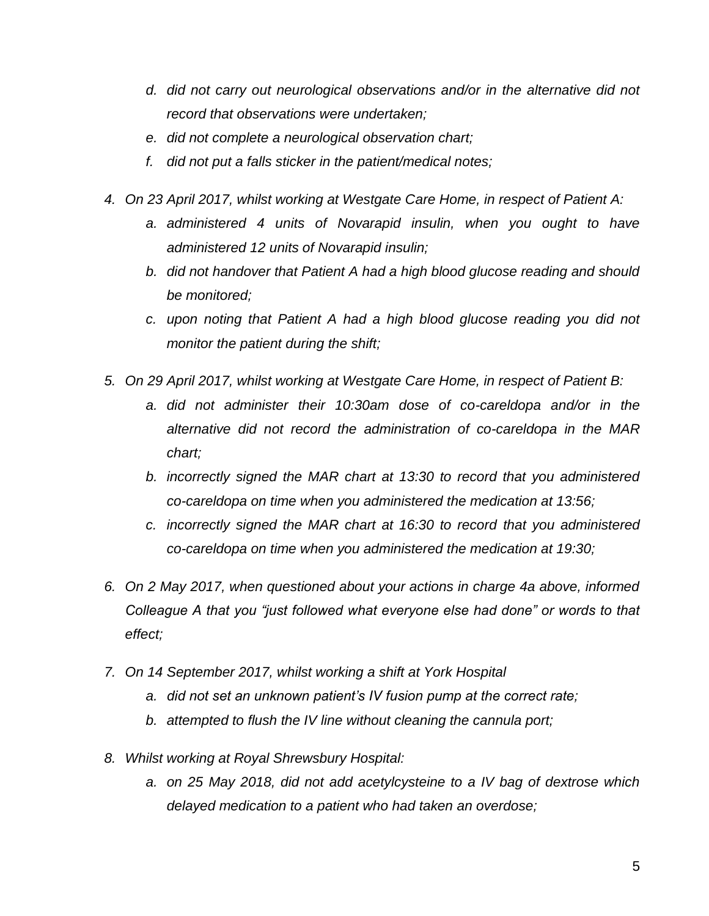d. *did not carry out neurological observations and/or in the alternative did not record that observations were undertaken;*
   e. *did not complete a neurological observation chart;*
   f. *did not put a falls sticker in the patient/medical notes;*

4. *On 23 April 2017, whilst working at Westgate Care Home, in respect of Patient A:*
   a. *administered 4 units of Novarapid insulin, when you ought to have administered 12 units of Novarapid insulin;*
   b. *did not handover that Patient A had a high blood glucose reading and should be monitored;*
   c. *upon noting that Patient A had a high blood glucose reading you did not monitor the patient during the shift;*

5. *On 29 April 2017, whilst working at Westgate Care Home, in respect of Patient B:*
   a. *did not administer their 10:30am dose of co-careldopa and/or in the alternative did not record the administration of co-careldopa in the MAR chart;*
   b. *incorrectly signed the MAR chart at 13:30 to record that you administered co-careldopa on time when you administered the medication at 13:56;*
   c. *incorrectly signed the MAR chart at 16:30 to record that you administered co-careldopa on time when you administered the medication at 19:30;*

6. *On 2 May 2017, when questioned about your actions in charge 4a above, informed Colleague A that you "just followed what everyone else had done" or words to that effect;*

7. *On 14 September 2017, whilst working a shift at York Hospital*
   a. *did not set an unknown patient's IV fusion pump at the correct rate;*
   b. *attempted to flush the IV line without cleaning the cannula port;*

8. *Whilst working at Royal Shrewsbury Hospital:*
   a. *on 25 May 2018, did not add acetylcysteine to a IV bag of dextrose which delayed medication to a patient who had taken an overdose;*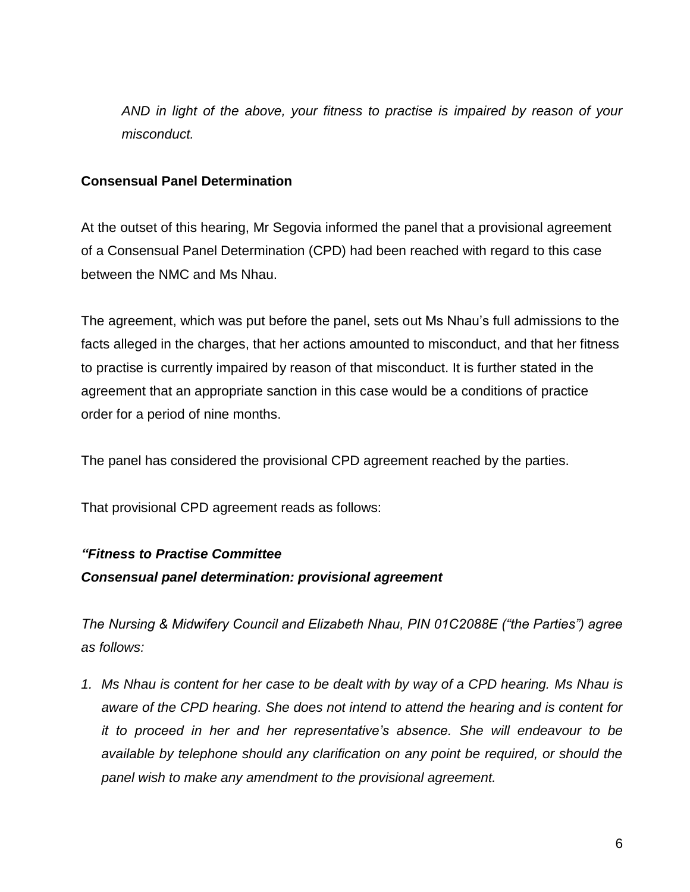*AND in light of the above, your fitness to practise is impaired by reason of your misconduct.*

**Consensual Panel Determination**

At the outset of this hearing, Mr Segovia informed the panel that a provisional agreement of a Consensual Panel Determination (CPD) had been reached with regard to this case between the NMC and Ms Nhau.

The agreement, which was put before the panel, sets out Ms Nhau's full admissions to the facts alleged in the charges, that her actions amounted to misconduct, and that her fitness to practise is currently impaired by reason of that misconduct. It is further stated in the agreement that an appropriate sanction in this case would be a conditions of practice order for a period of nine months.

The panel has considered the provisional CPD agreement reached by the parties.

That provisional CPD agreement reads as follows:

***"Fitness to Practise Committee***
***Consensual panel determination: provisional agreement***

*The Nursing & Midwifery Council and Elizabeth Nhau, PIN 01C2088E ("the Parties") agree as follows:*

1. *Ms Nhau is content for her case to be dealt with by way of a CPD hearing. Ms Nhau is aware of the CPD hearing. She does not intend to attend the hearing and is content for it to proceed in her and her representative's absence. She will endeavour to be available by telephone should any clarification on any point be required, or should the panel wish to make any amendment to the provisional agreement.*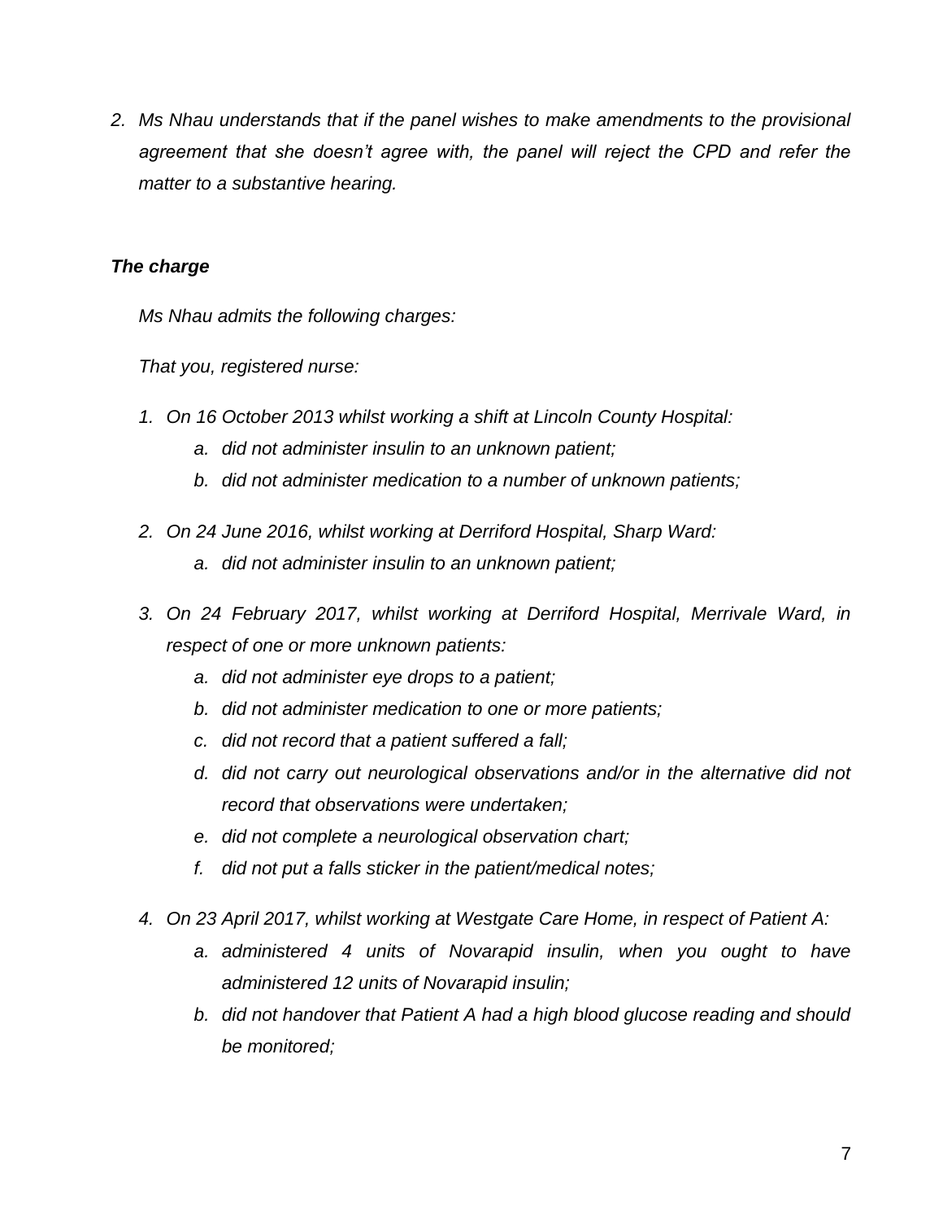2. *Ms Nhau understands that if the panel wishes to make amendments to the provisional agreement that she doesn't agree with, the panel will reject the CPD and refer the matter to a substantive hearing.*

***The charge***

*Ms Nhau admits the following charges:*

*That you, registered nurse:*

1. *On 16 October 2013 whilst working a shift at Lincoln County Hospital:*
    a. *did not administer insulin to an unknown patient;*
    b. *did not administer medication to a number of unknown patients;*

2. *On 24 June 2016, whilst working at Derriford Hospital, Sharp Ward:*
    a. *did not administer insulin to an unknown patient;*

3. *On 24 February 2017, whilst working at Derriford Hospital, Merrivale Ward, in respect of one or more unknown patients:*
    a. *did not administer eye drops to a patient;*
    b. *did not administer medication to one or more patients;*
    c. *did not record that a patient suffered a fall;*
    d. *did not carry out neurological observations and/or in the alternative did not record that observations were undertaken;*
    e. *did not complete a neurological observation chart;*
    f. *did not put a falls sticker in the patient/medical notes;*

4. *On 23 April 2017, whilst working at Westgate Care Home, in respect of Patient A:*
    a. *administered 4 units of Novarapid insulin, when you ought to have administered 12 units of Novarapid insulin;*
    b. *did not handover that Patient A had a high blood glucose reading and should be monitored;*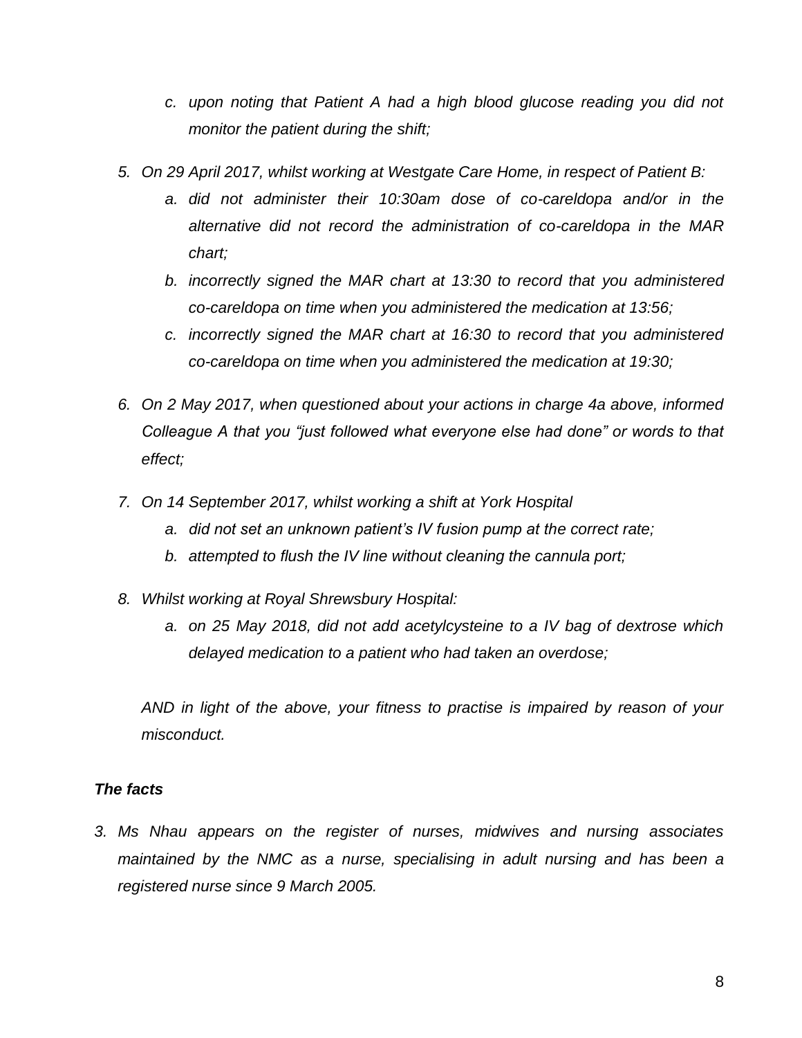*c. upon noting that Patient A had a high blood glucose reading you did not monitor the patient during the shift;*

*5. On 29 April 2017, whilst working at Westgate Care Home, in respect of Patient B:*

*a. did not administer their 10:30am dose of co-careldopa and/or in the alternative did not record the administration of co-careldopa in the MAR chart;*

*b. incorrectly signed the MAR chart at 13:30 to record that you administered co-careldopa on time when you administered the medication at 13:56;*

*c. incorrectly signed the MAR chart at 16:30 to record that you administered co-careldopa on time when you administered the medication at 19:30;*

*6. On 2 May 2017, when questioned about your actions in charge 4a above, informed Colleague A that you "just followed what everyone else had done" or words to that effect;*

*7. On 14 September 2017, whilst working a shift at York Hospital*

*a. did not set an unknown patient's IV fusion pump at the correct rate;*

*b. attempted to flush the IV line without cleaning the cannula port;*

*8. Whilst working at Royal Shrewsbury Hospital:*

*a. on 25 May 2018, did not add acetylcysteine to a IV bag of dextrose which delayed medication to a patient who had taken an overdose;*

*AND in light of the above, your fitness to practise is impaired by reason of your misconduct.*

***The facts***

*3. Ms Nhau appears on the register of nurses, midwives and nursing associates maintained by the NMC as a nurse, specialising in adult nursing and has been a registered nurse since 9 March 2005.*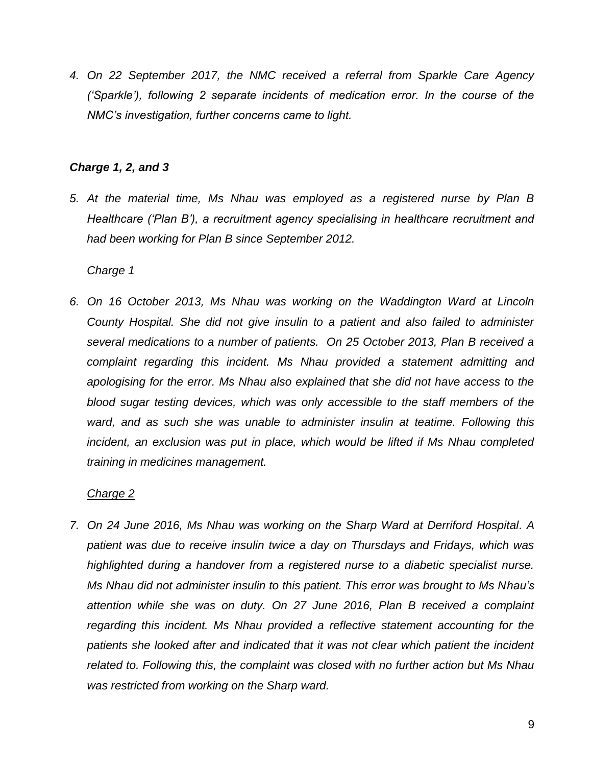*4. On 22 September 2017, the NMC received a referral from Sparkle Care Agency ('Sparkle'), following 2 separate incidents of medication error. In the course of the NMC's investigation, further concerns came to light.*

### ***Charge 1, 2, and 3***

*5. At the material time, Ms Nhau was employed as a registered nurse by Plan B Healthcare ('Plan B'), a recruitment agency specialising in healthcare recruitment and had been working for Plan B since September 2012.*

*<u>Charge 1</u>*

*6. On 16 October 2013, Ms Nhau was working on the Waddington Ward at Lincoln County Hospital. She did not give insulin to a patient and also failed to administer several medications to a number of patients. On 25 October 2013, Plan B received a complaint regarding this incident. Ms Nhau provided a statement admitting and apologising for the error. Ms Nhau also explained that she did not have access to the blood sugar testing devices, which was only accessible to the staff members of the ward, and as such she was unable to administer insulin at teatime. Following this incident, an exclusion was put in place, which would be lifted if Ms Nhau completed training in medicines management.*

*<u>Charge 2</u>*

*7. On 24 June 2016, Ms Nhau was working on the Sharp Ward at Derriford Hospital. A patient was due to receive insulin twice a day on Thursdays and Fridays, which was highlighted during a handover from a registered nurse to a diabetic specialist nurse. Ms Nhau did not administer insulin to this patient. This error was brought to Ms Nhau's attention while she was on duty. On 27 June 2016, Plan B received a complaint regarding this incident. Ms Nhau provided a reflective statement accounting for the patients she looked after and indicated that it was not clear which patient the incident related to. Following this, the complaint was closed with no further action but Ms Nhau was restricted from working on the Sharp ward.*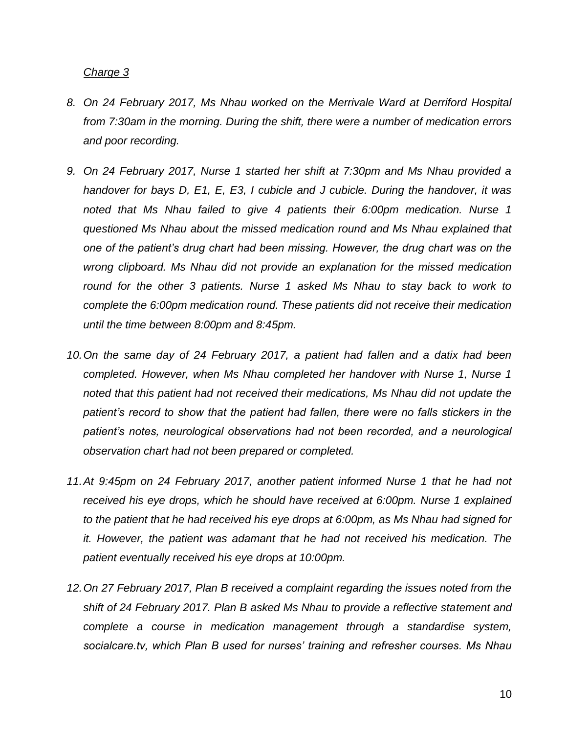*Charge 3*

8. *On 24 February 2017, Ms Nhau worked on the Merrivale Ward at Derriford Hospital from 7:30am in the morning. During the shift, there were a number of medication errors and poor recording.*

9. *On 24 February 2017, Nurse 1 started her shift at 7:30pm and Ms Nhau provided a handover for bays D, E1, E, E3, I cubicle and J cubicle. During the handover, it was noted that Ms Nhau failed to give 4 patients their 6:00pm medication. Nurse 1 questioned Ms Nhau about the missed medication round and Ms Nhau explained that one of the patient's drug chart had been missing. However, the drug chart was on the wrong clipboard. Ms Nhau did not provide an explanation for the missed medication round for the other 3 patients. Nurse 1 asked Ms Nhau to stay back to work to complete the 6:00pm medication round. These patients did not receive their medication until the time between 8:00pm and 8:45pm.*

10. *On the same day of 24 February 2017, a patient had fallen and a datix had been completed. However, when Ms Nhau completed her handover with Nurse 1, Nurse 1 noted that this patient had not received their medications, Ms Nhau did not update the patient's record to show that the patient had fallen, there were no falls stickers in the patient's notes, neurological observations had not been recorded, and a neurological observation chart had not been prepared or completed.*

11. *At 9:45pm on 24 February 2017, another patient informed Nurse 1 that he had not received his eye drops, which he should have received at 6:00pm. Nurse 1 explained to the patient that he had received his eye drops at 6:00pm, as Ms Nhau had signed for it. However, the patient was adamant that he had not received his medication. The patient eventually received his eye drops at 10:00pm.*

12. *On 27 February 2017, Plan B received a complaint regarding the issues noted from the shift of 24 February 2017. Plan B asked Ms Nhau to provide a reflective statement and complete a course in medication management through a standardise system, socialcare.tv, which Plan B used for nurses' training and refresher courses. Ms Nhau*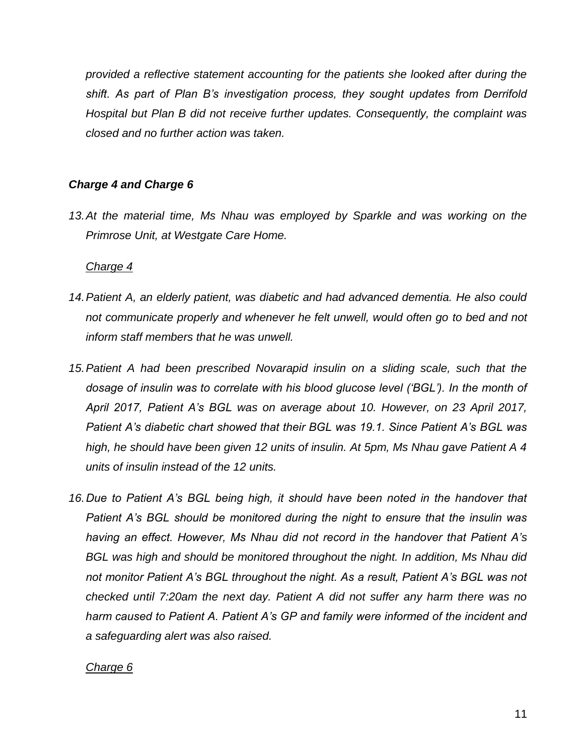*provided a reflective statement accounting for the patients she looked after during the shift. As part of Plan B's investigation process, they sought updates from Derrifold Hospital but Plan B did not receive further updates. Consequently, the complaint was closed and no further action was taken.*

***Charge 4 and Charge 6***

*13. At the material time, Ms Nhau was employed by Sparkle and was working on the Primrose Unit, at Westgate Care Home.*

*<u>Charge 4</u>*

*14. Patient A, an elderly patient, was diabetic and had advanced dementia. He also could not communicate properly and whenever he felt unwell, would often go to bed and not inform staff members that he was unwell.*

*15. Patient A had been prescribed Novarapid insulin on a sliding scale, such that the dosage of insulin was to correlate with his blood glucose level ('BGL'). In the month of April 2017, Patient A's BGL was on average about 10. However, on 23 April 2017, Patient A's diabetic chart showed that their BGL was 19.1. Since Patient A's BGL was high, he should have been given 12 units of insulin. At 5pm, Ms Nhau gave Patient A 4 units of insulin instead of the 12 units.*

*16. Due to Patient A's BGL being high, it should have been noted in the handover that Patient A's BGL should be monitored during the night to ensure that the insulin was having an effect. However, Ms Nhau did not record in the handover that Patient A's BGL was high and should be monitored throughout the night. In addition, Ms Nhau did not monitor Patient A's BGL throughout the night. As a result, Patient A's BGL was not checked until 7:20am the next day. Patient A did not suffer any harm there was no harm caused to Patient A. Patient A's GP and family were informed of the incident and a safeguarding alert was also raised.*

*<u>Charge 6</u>*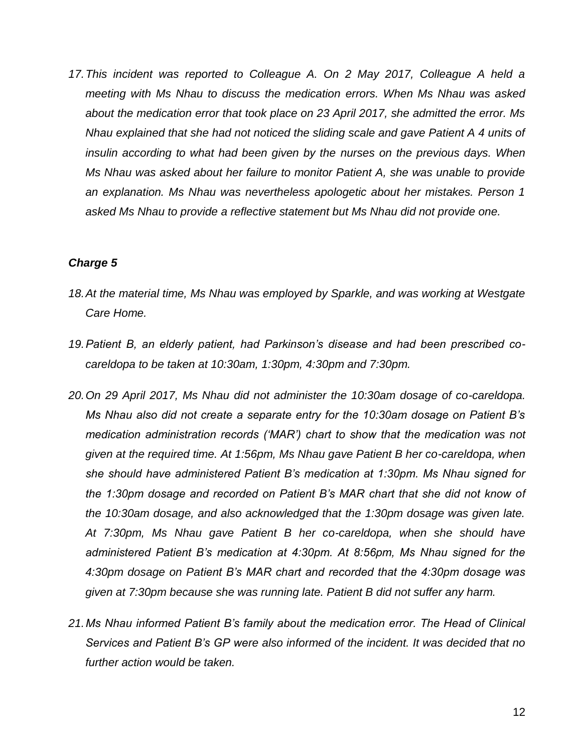*17. This incident was reported to Colleague A. On 2 May 2017, Colleague A held a meeting with Ms Nhau to discuss the medication errors. When Ms Nhau was asked about the medication error that took place on 23 April 2017, she admitted the error. Ms Nhau explained that she had not noticed the sliding scale and gave Patient A 4 units of insulin according to what had been given by the nurses on the previous days. When Ms Nhau was asked about her failure to monitor Patient A, she was unable to provide an explanation. Ms Nhau was nevertheless apologetic about her mistakes. Person 1 asked Ms Nhau to provide a reflective statement but Ms Nhau did not provide one.*

***Charge 5***

*18. At the material time, Ms Nhau was employed by Sparkle, and was working at Westgate Care Home.*

*19. Patient B, an elderly patient, had Parkinson's disease and had been prescribed co-careldopa to be taken at 10:30am, 1:30pm, 4:30pm and 7:30pm.*

*20. On 29 April 2017, Ms Nhau did not administer the 10:30am dosage of co-careldopa. Ms Nhau also did not create a separate entry for the 10:30am dosage on Patient B's medication administration records ('MAR') chart to show that the medication was not given at the required time. At 1:56pm, Ms Nhau gave Patient B her co-careldopa, when she should have administered Patient B's medication at 1:30pm. Ms Nhau signed for the 1:30pm dosage and recorded on Patient B's MAR chart that she did not know of the 10:30am dosage, and also acknowledged that the 1:30pm dosage was given late. At 7:30pm, Ms Nhau gave Patient B her co-careldopa, when she should have administered Patient B's medication at 4:30pm. At 8:56pm, Ms Nhau signed for the 4:30pm dosage on Patient B's MAR chart and recorded that the 4:30pm dosage was given at 7:30pm because she was running late. Patient B did not suffer any harm.*

*21. Ms Nhau informed Patient B's family about the medication error. The Head of Clinical Services and Patient B's GP were also informed of the incident. It was decided that no further action would be taken.*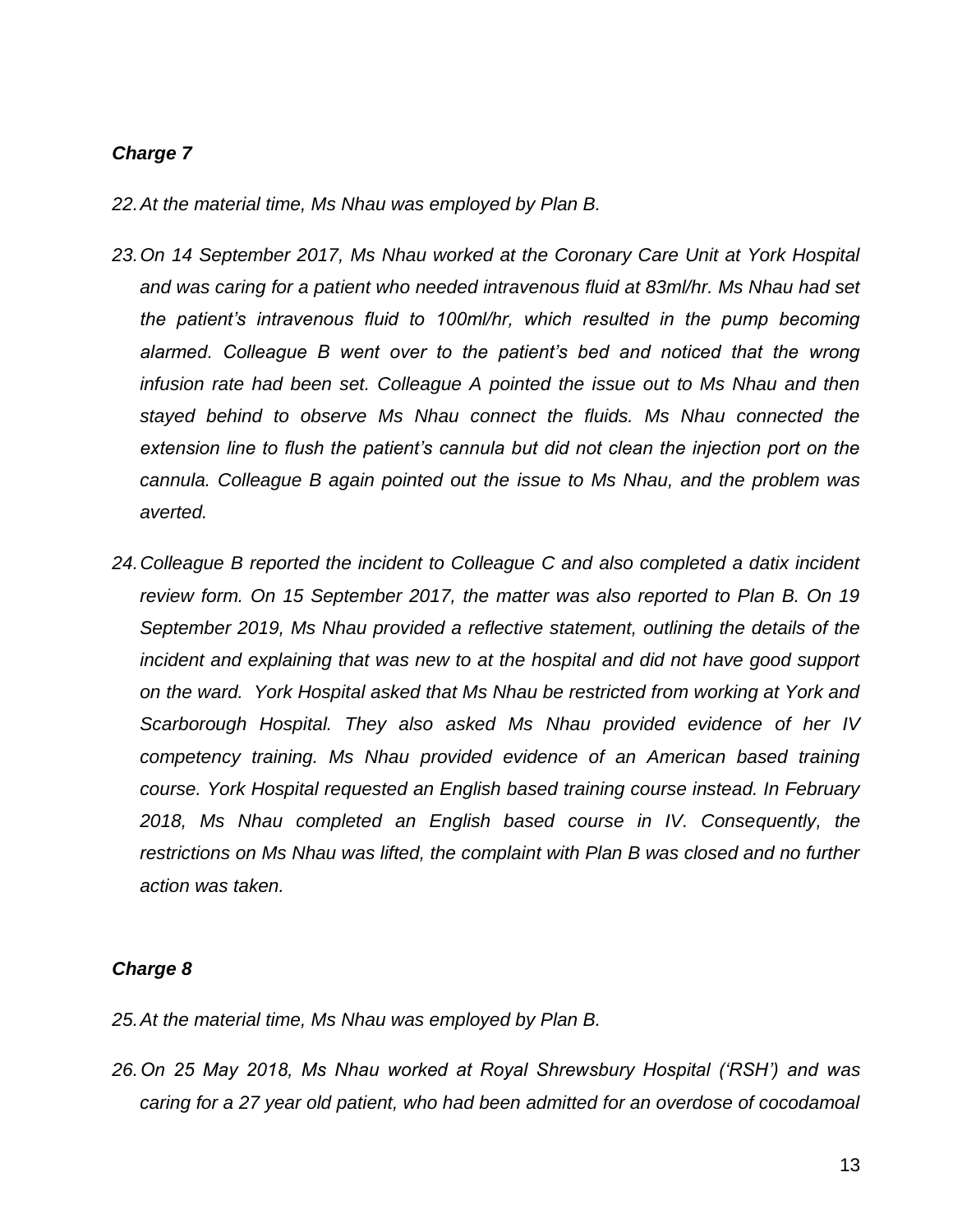***Charge 7***

*22. At the material time, Ms Nhau was employed by Plan B.*

*23. On 14 September 2017, Ms Nhau worked at the Coronary Care Unit at York Hospital and was caring for a patient who needed intravenous fluid at 83ml/hr. Ms Nhau had set the patient's intravenous fluid to 100ml/hr, which resulted in the pump becoming alarmed. Colleague B went over to the patient's bed and noticed that the wrong infusion rate had been set. Colleague A pointed the issue out to Ms Nhau and then stayed behind to observe Ms Nhau connect the fluids. Ms Nhau connected the extension line to flush the patient's cannula but did not clean the injection port on the cannula. Colleague B again pointed out the issue to Ms Nhau, and the problem was averted.*

*24. Colleague B reported the incident to Colleague C and also completed a datix incident review form. On 15 September 2017, the matter was also reported to Plan B. On 19 September 2019, Ms Nhau provided a reflective statement, outlining the details of the incident and explaining that was new to at the hospital and did not have good support on the ward. York Hospital asked that Ms Nhau be restricted from working at York and Scarborough Hospital. They also asked Ms Nhau provided evidence of her IV competency training. Ms Nhau provided evidence of an American based training course. York Hospital requested an English based training course instead. In February 2018, Ms Nhau completed an English based course in IV. Consequently, the restrictions on Ms Nhau was lifted, the complaint with Plan B was closed and no further action was taken.*

***Charge 8***

*25. At the material time, Ms Nhau was employed by Plan B.*

*26. On 25 May 2018, Ms Nhau worked at Royal Shrewsbury Hospital ('RSH') and was caring for a 27 year old patient, who had been admitted for an overdose of cocodamoal*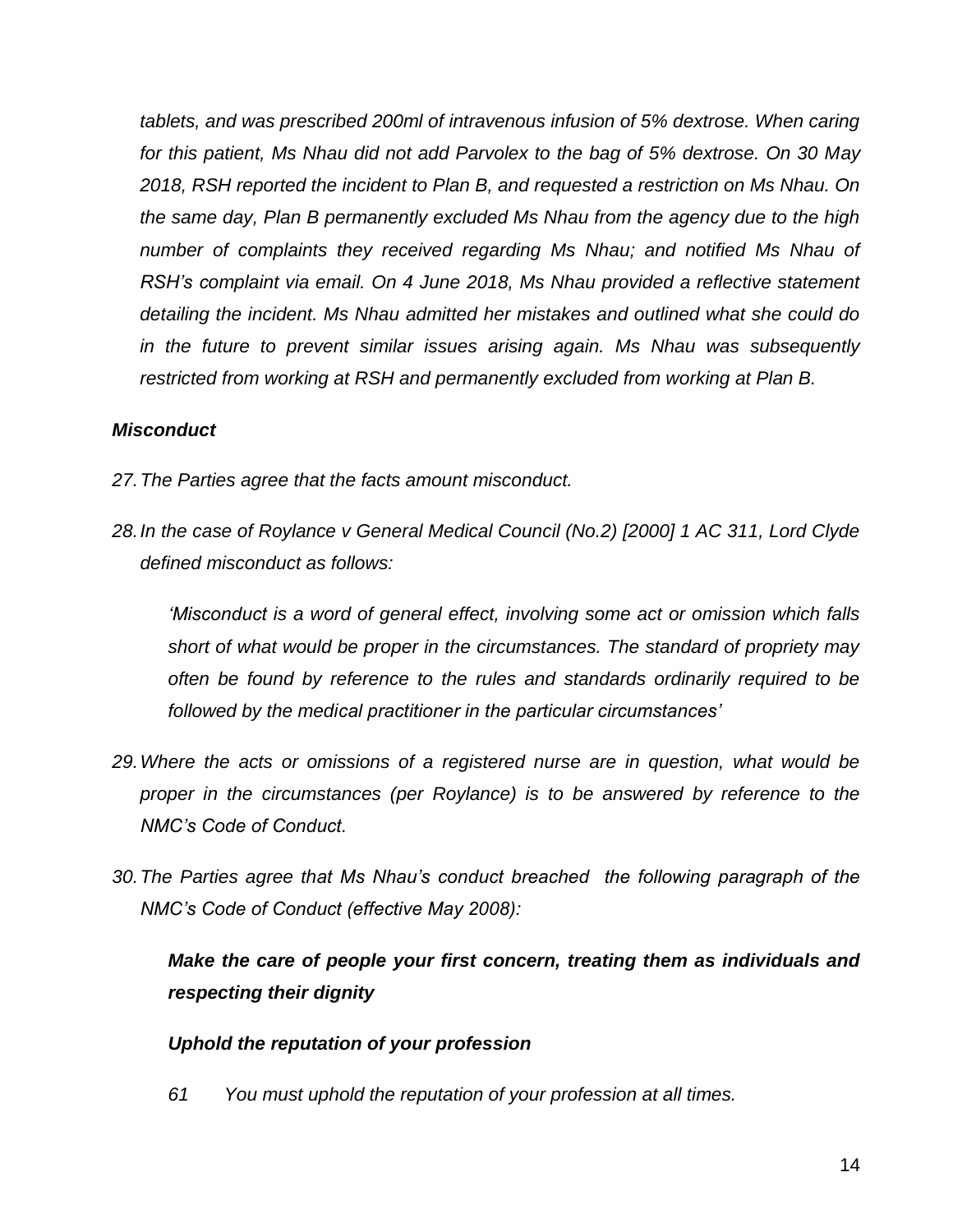*tablets, and was prescribed 200ml of intravenous infusion of 5% dextrose. When caring for this patient, Ms Nhau did not add Parvolex to the bag of 5% dextrose. On 30 May 2018, RSH reported the incident to Plan B, and requested a restriction on Ms Nhau. On the same day, Plan B permanently excluded Ms Nhau from the agency due to the high number of complaints they received regarding Ms Nhau; and notified Ms Nhau of RSH's complaint via email. On 4 June 2018, Ms Nhau provided a reflective statement detailing the incident. Ms Nhau admitted her mistakes and outlined what she could do in the future to prevent similar issues arising again. Ms Nhau was subsequently restricted from working at RSH and permanently excluded from working at Plan B.*

***Misconduct***

*27. The Parties agree that the facts amount misconduct.*

*28. In the case of Roylance v General Medical Council (No.2) [2000] 1 AC 311, Lord Clyde defined misconduct as follows:*

> *'Misconduct is a word of general effect, involving some act or omission which falls short of what would be proper in the circumstances. The standard of propriety may often be found by reference to the rules and standards ordinarily required to be followed by the medical practitioner in the particular circumstances'*

*29. Where the acts or omissions of a registered nurse are in question, what would be proper in the circumstances (per Roylance) is to be answered by reference to the NMC's Code of Conduct.*

*30. The Parties agree that Ms Nhau's conduct breached the following paragraph of the NMC's Code of Conduct (effective May 2008):*

> ***Make the care of people your first concern, treating them as individuals and respecting their dignity***
>
> ***Uphold the reputation of your profession***
>
> *61 You must uphold the reputation of your profession at all times.*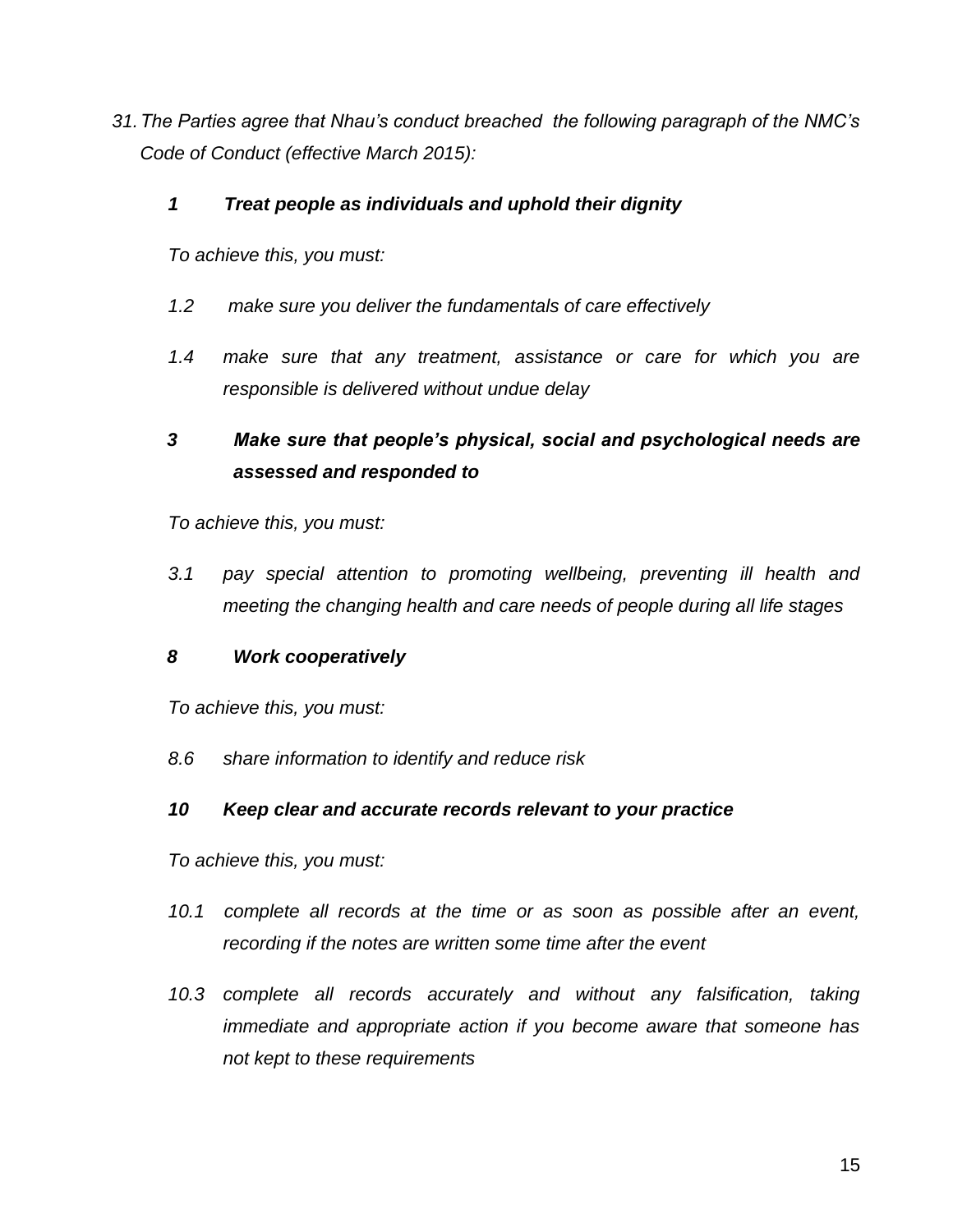*31. The Parties agree that Nhau's conduct breached the following paragraph of the NMC's Code of Conduct (effective March 2015):*

***1 Treat people as individuals and uphold their dignity***

*To achieve this, you must:*

*1.2 make sure you deliver the fundamentals of care effectively*

*1.4 make sure that any treatment, assistance or care for which you are responsible is delivered without undue delay*

***3 Make sure that people's physical, social and psychological needs are assessed and responded to***

*To achieve this, you must:*

*3.1 pay special attention to promoting wellbeing, preventing ill health and meeting the changing health and care needs of people during all life stages*

***8 Work cooperatively***

*To achieve this, you must:*

*8.6 share information to identify and reduce risk*

***10 Keep clear and accurate records relevant to your practice***

*To achieve this, you must:*

*10.1 complete all records at the time or as soon as possible after an event, recording if the notes are written some time after the event*

*10.3 complete all records accurately and without any falsification, taking immediate and appropriate action if you become aware that someone has not kept to these requirements*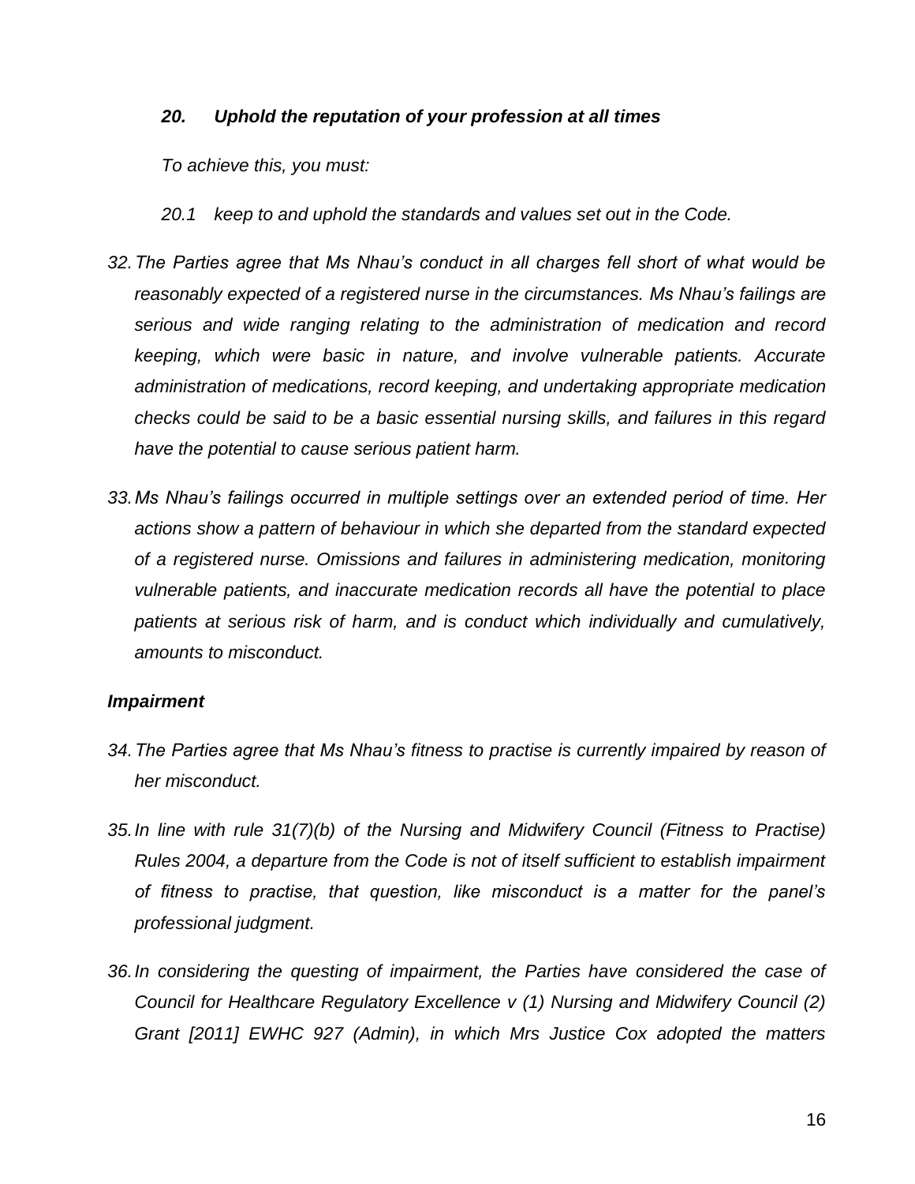***20. Uphold the reputation of your profession at all times***

*To achieve this, you must:*

*20.1 keep to and uphold the standards and values set out in the Code.*

*32. The Parties agree that Ms Nhau's conduct in all charges fell short of what would be reasonably expected of a registered nurse in the circumstances. Ms Nhau's failings are serious and wide ranging relating to the administration of medication and record keeping, which were basic in nature, and involve vulnerable patients. Accurate administration of medications, record keeping, and undertaking appropriate medication checks could be said to be a basic essential nursing skills, and failures in this regard have the potential to cause serious patient harm.*

*33. Ms Nhau's failings occurred in multiple settings over an extended period of time. Her actions show a pattern of behaviour in which she departed from the standard expected of a registered nurse. Omissions and failures in administering medication, monitoring vulnerable patients, and inaccurate medication records all have the potential to place patients at serious risk of harm, and is conduct which individually and cumulatively, amounts to misconduct.*

***Impairment***

*34. The Parties agree that Ms Nhau's fitness to practise is currently impaired by reason of her misconduct.*

*35. In line with rule 31(7)(b) of the Nursing and Midwifery Council (Fitness to Practise) Rules 2004, a departure from the Code is not of itself sufficient to establish impairment of fitness to practise, that question, like misconduct is a matter for the panel's professional judgment.*

*36. In considering the questing of impairment, the Parties have considered the case of Council for Healthcare Regulatory Excellence v (1) Nursing and Midwifery Council (2) Grant [2011] EWHC 927 (Admin), in which Mrs Justice Cox adopted the matters*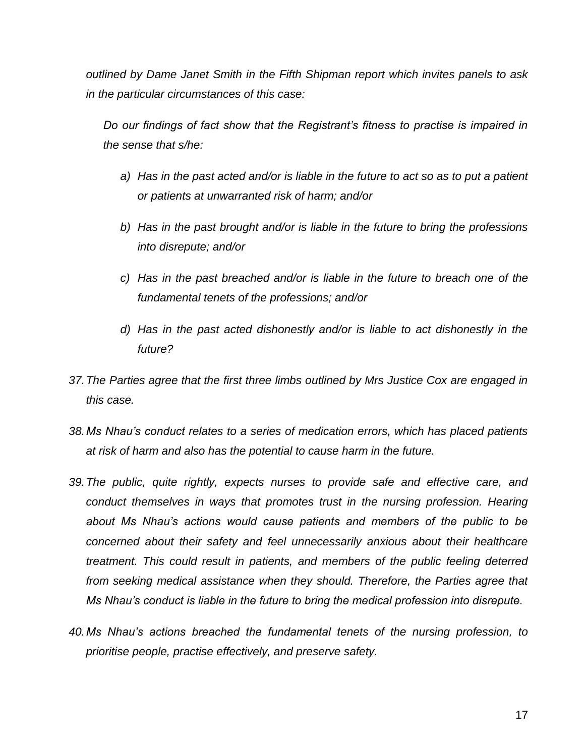*outlined by Dame Janet Smith in the Fifth Shipman report which invites panels to ask in the particular circumstances of this case:*

> *Do our findings of fact show that the Registrant's fitness to practise is impaired in the sense that s/he:*
>
> *a) Has in the past acted and/or is liable in the future to act so as to put a patient or patients at unwarranted risk of harm; and/or*
>
> *b) Has in the past brought and/or is liable in the future to bring the professions into disrepute; and/or*
>
> *c) Has in the past breached and/or is liable in the future to breach one of the fundamental tenets of the professions; and/or*
>
> *d) Has in the past acted dishonestly and/or is liable to act dishonestly in the future?*

*37. The Parties agree that the first three limbs outlined by Mrs Justice Cox are engaged in this case.*

*38. Ms Nhau's conduct relates to a series of medication errors, which has placed patients at risk of harm and also has the potential to cause harm in the future.*

*39. The public, quite rightly, expects nurses to provide safe and effective care, and conduct themselves in ways that promotes trust in the nursing profession. Hearing about Ms Nhau's actions would cause patients and members of the public to be concerned about their safety and feel unnecessarily anxious about their healthcare treatment. This could result in patients, and members of the public feeling deterred from seeking medical assistance when they should. Therefore, the Parties agree that Ms Nhau's conduct is liable in the future to bring the medical profession into disrepute.*

*40. Ms Nhau's actions breached the fundamental tenets of the nursing profession, to prioritise people, practise effectively, and preserve safety.*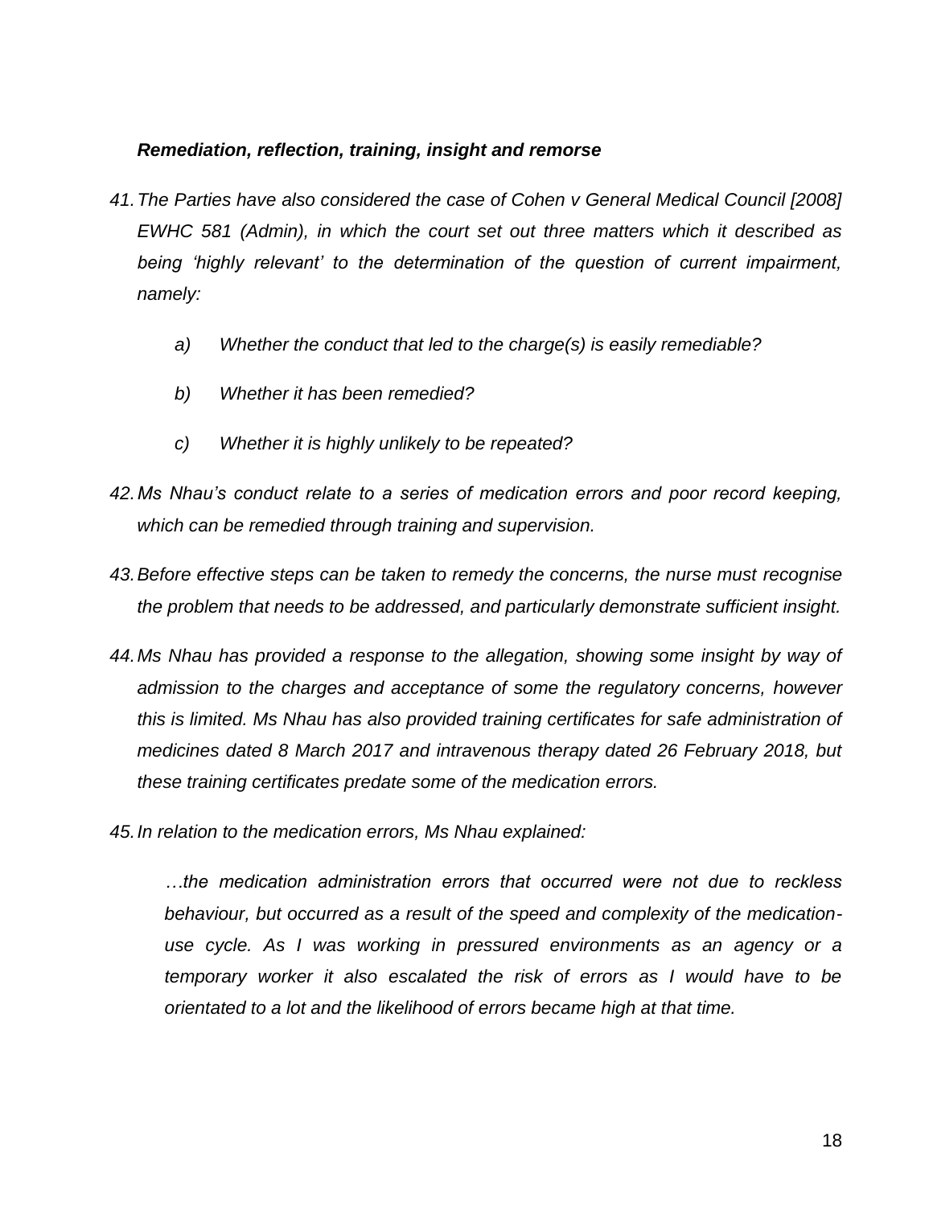***Remediation, reflection, training, insight and remorse***

41. *The Parties have also considered the case of Cohen v General Medical Council [2008] EWHC 581 (Admin), in which the court set out three matters which it described as being 'highly relevant' to the determination of the question of current impairment, namely:*

    a) *Whether the conduct that led to the charge(s) is easily remediable?*

    b) *Whether it has been remedied?*

    c) *Whether it is highly unlikely to be repeated?*

42. *Ms Nhau's conduct relate to a series of medication errors and poor record keeping, which can be remedied through training and supervision.*

43. *Before effective steps can be taken to remedy the concerns, the nurse must recognise the problem that needs to be addressed, and particularly demonstrate sufficient insight.*

44. *Ms Nhau has provided a response to the allegation, showing some insight by way of admission to the charges and acceptance of some the regulatory concerns, however this is limited. Ms Nhau has also provided training certificates for safe administration of medicines dated 8 March 2017 and intravenous therapy dated 26 February 2018, but these training certificates predate some of the medication errors.*

45. *In relation to the medication errors, Ms Nhau explained:*

    > *…the medication administration errors that occurred were not due to reckless behaviour, but occurred as a result of the speed and complexity of the medication-use cycle. As I was working in pressured environments as an agency or a temporary worker it also escalated the risk of errors as I would have to be orientated to a lot and the likelihood of errors became high at that time.*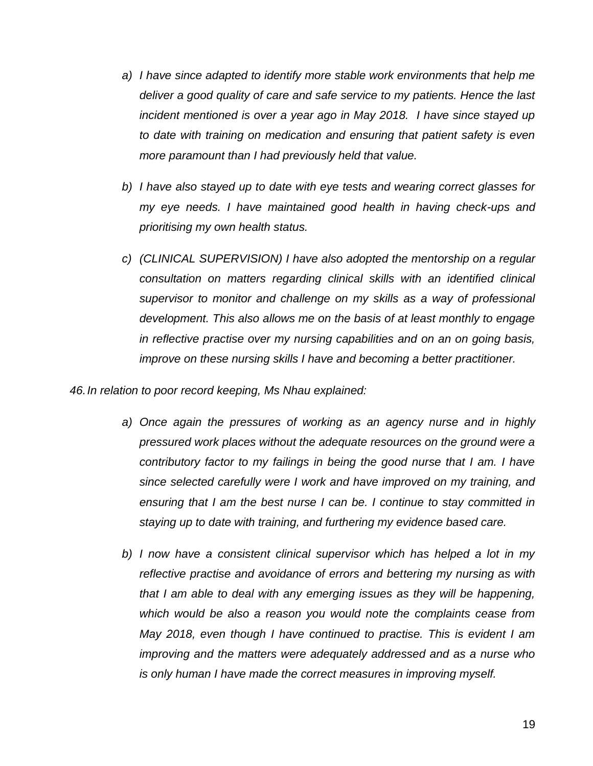*a) I have since adapted to identify more stable work environments that help me deliver a good quality of care and safe service to my patients. Hence the last incident mentioned is over a year ago in May 2018. I have since stayed up to date with training on medication and ensuring that patient safety is even more paramount than I had previously held that value.*

*b) I have also stayed up to date with eye tests and wearing correct glasses for my eye needs. I have maintained good health in having check-ups and prioritising my own health status.*

*c) (CLINICAL SUPERVISION) I have also adopted the mentorship on a regular consultation on matters regarding clinical skills with an identified clinical supervisor to monitor and challenge on my skills as a way of professional development. This also allows me on the basis of at least monthly to engage in reflective practise over my nursing capabilities and on an on going basis, improve on these nursing skills I have and becoming a better practitioner.*

46. *In relation to poor record keeping, Ms Nhau explained:*

*a) Once again the pressures of working as an agency nurse and in highly pressured work places without the adequate resources on the ground were a contributory factor to my failings in being the good nurse that I am. I have since selected carefully were I work and have improved on my training, and ensuring that I am the best nurse I can be. I continue to stay committed in staying up to date with training, and furthering my evidence based care.*

*b) I now have a consistent clinical supervisor which has helped a lot in my reflective practise and avoidance of errors and bettering my nursing as with that I am able to deal with any emerging issues as they will be happening, which would be also a reason you would note the complaints cease from May 2018, even though I have continued to practise. This is evident I am improving and the matters were adequately addressed and as a nurse who is only human I have made the correct measures in improving myself.*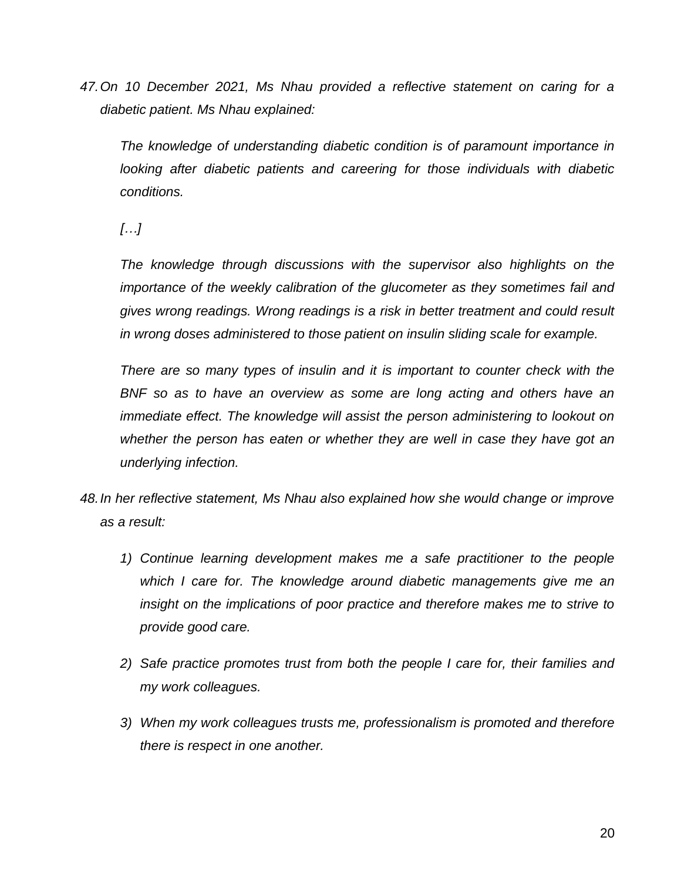47. *On 10 December 2021, Ms Nhau provided a reflective statement on caring for a diabetic patient. Ms Nhau explained:*

    *The knowledge of understanding diabetic condition is of paramount importance in looking after diabetic patients and careering for those individuals with diabetic conditions.*

    *[…]*

    *The knowledge through discussions with the supervisor also highlights on the importance of the weekly calibration of the glucometer as they sometimes fail and gives wrong readings. Wrong readings is a risk in better treatment and could result in wrong doses administered to those patient on insulin sliding scale for example.*

    *There are so many types of insulin and it is important to counter check with the BNF so as to have an overview as some are long acting and others have an immediate effect. The knowledge will assist the person administering to lookout on whether the person has eaten or whether they are well in case they have got an underlying infection.*

48. *In her reflective statement, Ms Nhau also explained how she would change or improve as a result:*

    1) *Continue learning development makes me a safe practitioner to the people which I care for. The knowledge around diabetic managements give me an insight on the implications of poor practice and therefore makes me to strive to provide good care.*

    2) *Safe practice promotes trust from both the people I care for, their families and my work colleagues.*

    3) *When my work colleagues trusts me, professionalism is promoted and therefore there is respect in one another.*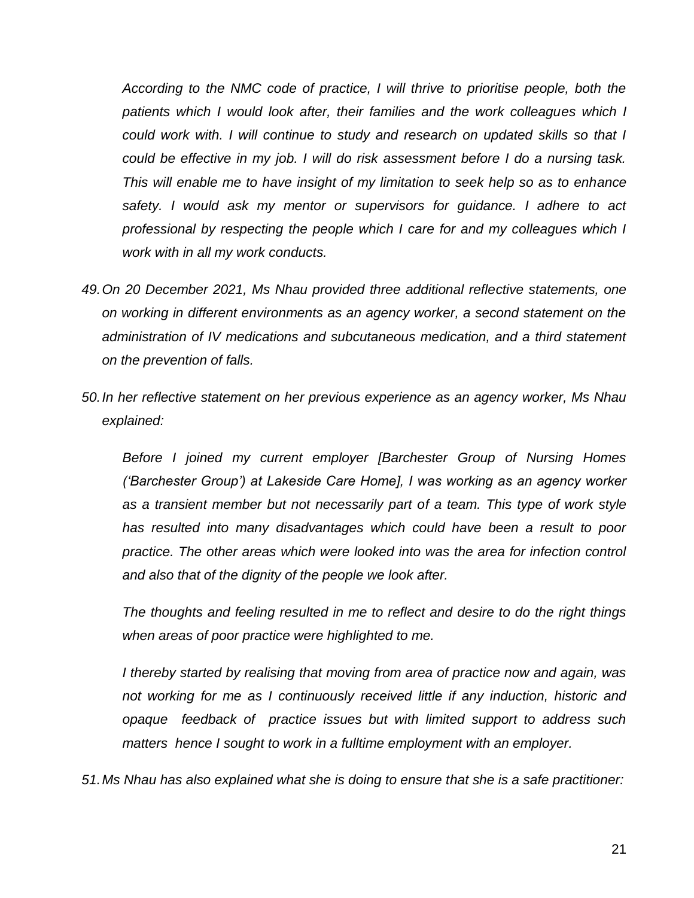*According to the NMC code of practice, I will thrive to prioritise people, both the patients which I would look after, their families and the work colleagues which I could work with. I will continue to study and research on updated skills so that I could be effective in my job. I will do risk assessment before I do a nursing task. This will enable me to have insight of my limitation to seek help so as to enhance safety. I would ask my mentor or supervisors for guidance. I adhere to act professional by respecting the people which I care for and my colleagues which I work with in all my work conducts.*

49. *On 20 December 2021, Ms Nhau provided three additional reflective statements, one on working in different environments as an agency worker, a second statement on the administration of IV medications and subcutaneous medication, and a third statement on the prevention of falls.*

50. *In her reflective statement on her previous experience as an agency worker, Ms Nhau explained:*

*Before I joined my current employer [Barchester Group of Nursing Homes ('Barchester Group') at Lakeside Care Home], I was working as an agency worker as a transient member but not necessarily part of a team. This type of work style has resulted into many disadvantages which could have been a result to poor practice. The other areas which were looked into was the area for infection control and also that of the dignity of the people we look after.*

*The thoughts and feeling resulted in me to reflect and desire to do the right things when areas of poor practice were highlighted to me.*

*I thereby started by realising that moving from area of practice now and again, was not working for me as I continuously received little if any induction, historic and opaque feedback of practice issues but with limited support to address such matters hence I sought to work in a fulltime employment with an employer.*

51. *Ms Nhau has also explained what she is doing to ensure that she is a safe practitioner:*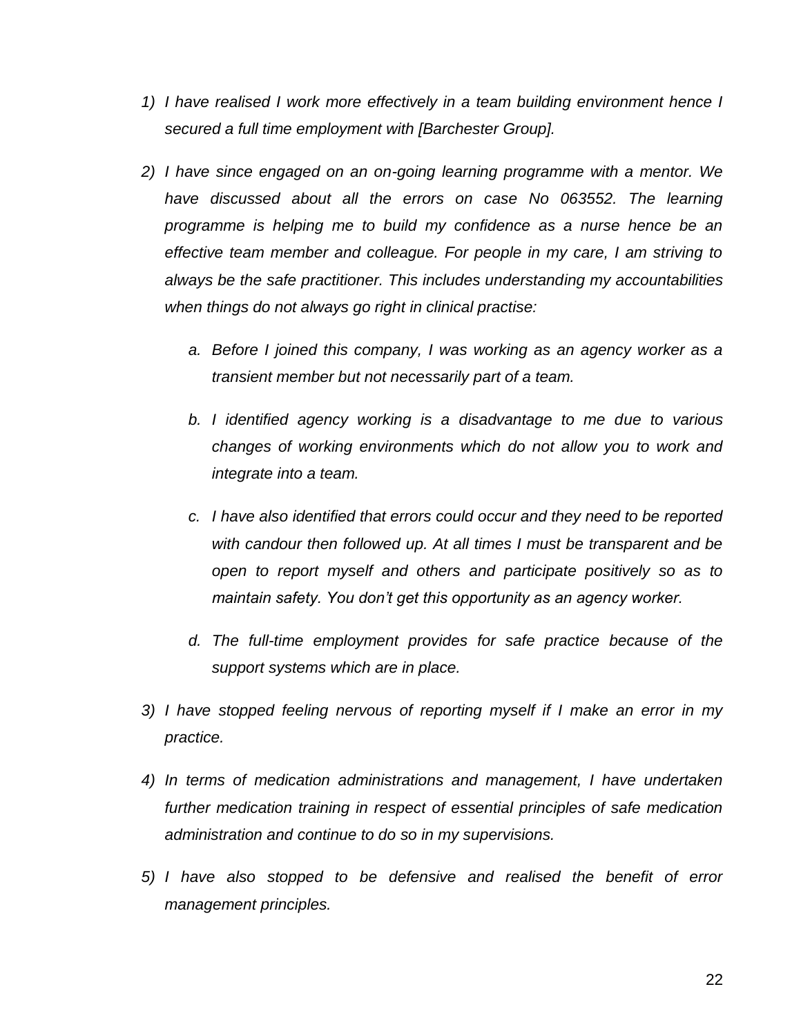1) *I have realised I work more effectively in a team building environment hence I secured a full time employment with [Barchester Group].*

2) *I have since engaged on an on-going learning programme with a mentor. We have discussed about all the errors on case No 063552. The learning programme is helping me to build my confidence as a nurse hence be an effective team member and colleague. For people in my care, I am striving to always be the safe practitioner. This includes understanding my accountabilities when things do not always go right in clinical practise:*

    a. *Before I joined this company, I was working as an agency worker as a transient member but not necessarily part of a team.*

    b. *I identified agency working is a disadvantage to me due to various changes of working environments which do not allow you to work and integrate into a team.*

    c. *I have also identified that errors could occur and they need to be reported with candour then followed up. At all times I must be transparent and be open to report myself and others and participate positively so as to maintain safety. You don't get this opportunity as an agency worker.*

    d. *The full-time employment provides for safe practice because of the support systems which are in place.*

3) *I have stopped feeling nervous of reporting myself if I make an error in my practice.*

4) *In terms of medication administrations and management, I have undertaken further medication training in respect of essential principles of safe medication administration and continue to do so in my supervisions.*

5) *I have also stopped to be defensive and realised the benefit of error management principles.*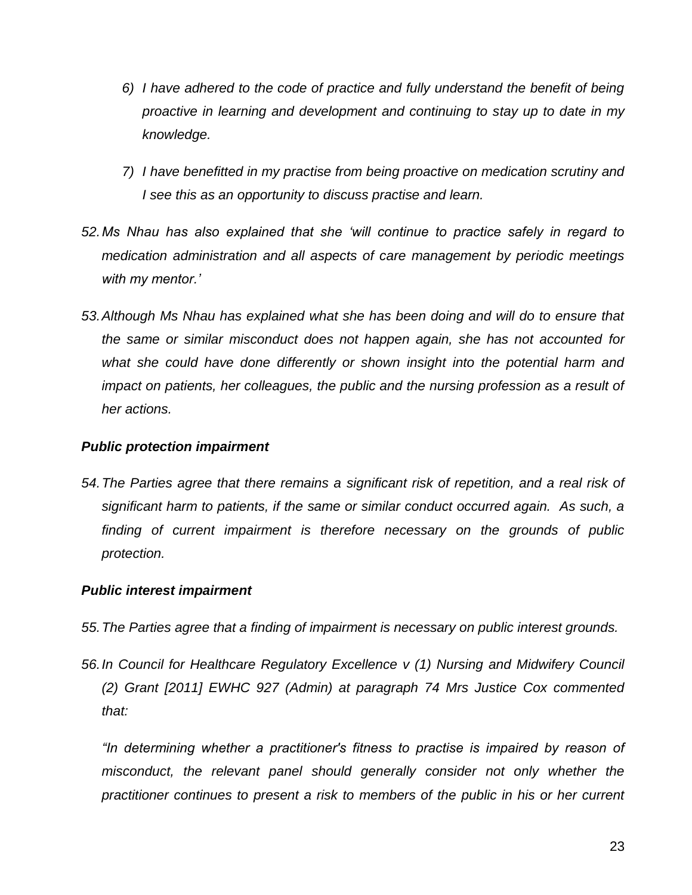6) *I have adhered to the code of practice and fully understand the benefit of being proactive in learning and development and continuing to stay up to date in my knowledge.*

7) *I have benefitted in my practise from being proactive on medication scrutiny and I see this as an opportunity to discuss practise and learn.*

52. *Ms Nhau has also explained that she 'will continue to practice safely in regard to medication administration and all aspects of care management by periodic meetings with my mentor.'*

53. *Although Ms Nhau has explained what she has been doing and will do to ensure that the same or similar misconduct does not happen again, she has not accounted for what she could have done differently or shown insight into the potential harm and impact on patients, her colleagues, the public and the nursing profession as a result of her actions.*

***Public protection impairment***

54. *The Parties agree that there remains a significant risk of repetition, and a real risk of significant harm to patients, if the same or similar conduct occurred again. As such, a finding of current impairment is therefore necessary on the grounds of public protection.*

***Public interest impairment***

55. *The Parties agree that a finding of impairment is necessary on public interest grounds.*

56. *In Council for Healthcare Regulatory Excellence v (1) Nursing and Midwifery Council (2) Grant [2011] EWHC 927 (Admin) at paragraph 74 Mrs Justice Cox commented that:*

*"In determining whether a practitioner's fitness to practise is impaired by reason of misconduct, the relevant panel should generally consider not only whether the practitioner continues to present a risk to members of the public in his or her current*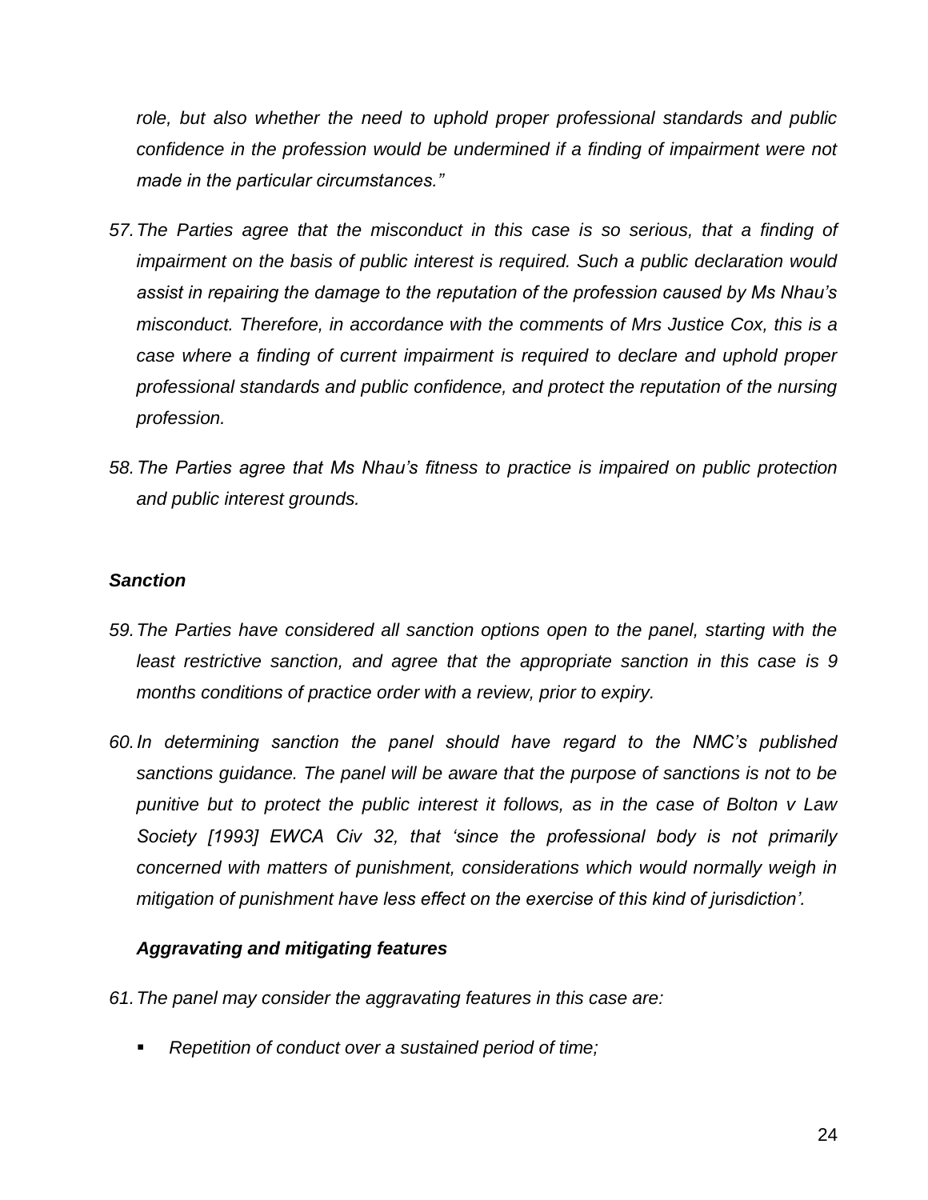*role, but also whether the need to uphold proper professional standards and public confidence in the profession would be undermined if a finding of impairment were not made in the particular circumstances."*

57. *The Parties agree that the misconduct in this case is so serious, that a finding of impairment on the basis of public interest is required. Such a public declaration would assist in repairing the damage to the reputation of the profession caused by Ms Nhau's misconduct. Therefore, in accordance with the comments of Mrs Justice Cox, this is a case where a finding of current impairment is required to declare and uphold proper professional standards and public confidence, and protect the reputation of the nursing profession.*

58. *The Parties agree that Ms Nhau's fitness to practice is impaired on public protection and public interest grounds.*

***Sanction***

59. *The Parties have considered all sanction options open to the panel, starting with the least restrictive sanction, and agree that the appropriate sanction in this case is 9 months conditions of practice order with a review, prior to expiry.*

60. *In determining sanction the panel should have regard to the NMC's published sanctions guidance. The panel will be aware that the purpose of sanctions is not to be punitive but to protect the public interest it follows, as in the case of Bolton v Law Society [1993] EWCA Civ 32, that 'since the professional body is not primarily concerned with matters of punishment, considerations which would normally weigh in mitigation of punishment have less effect on the exercise of this kind of jurisdiction'.*

***Aggravating and mitigating features***

61. *The panel may consider the aggravating features in this case are:*

- *Repetition of conduct over a sustained period of time;*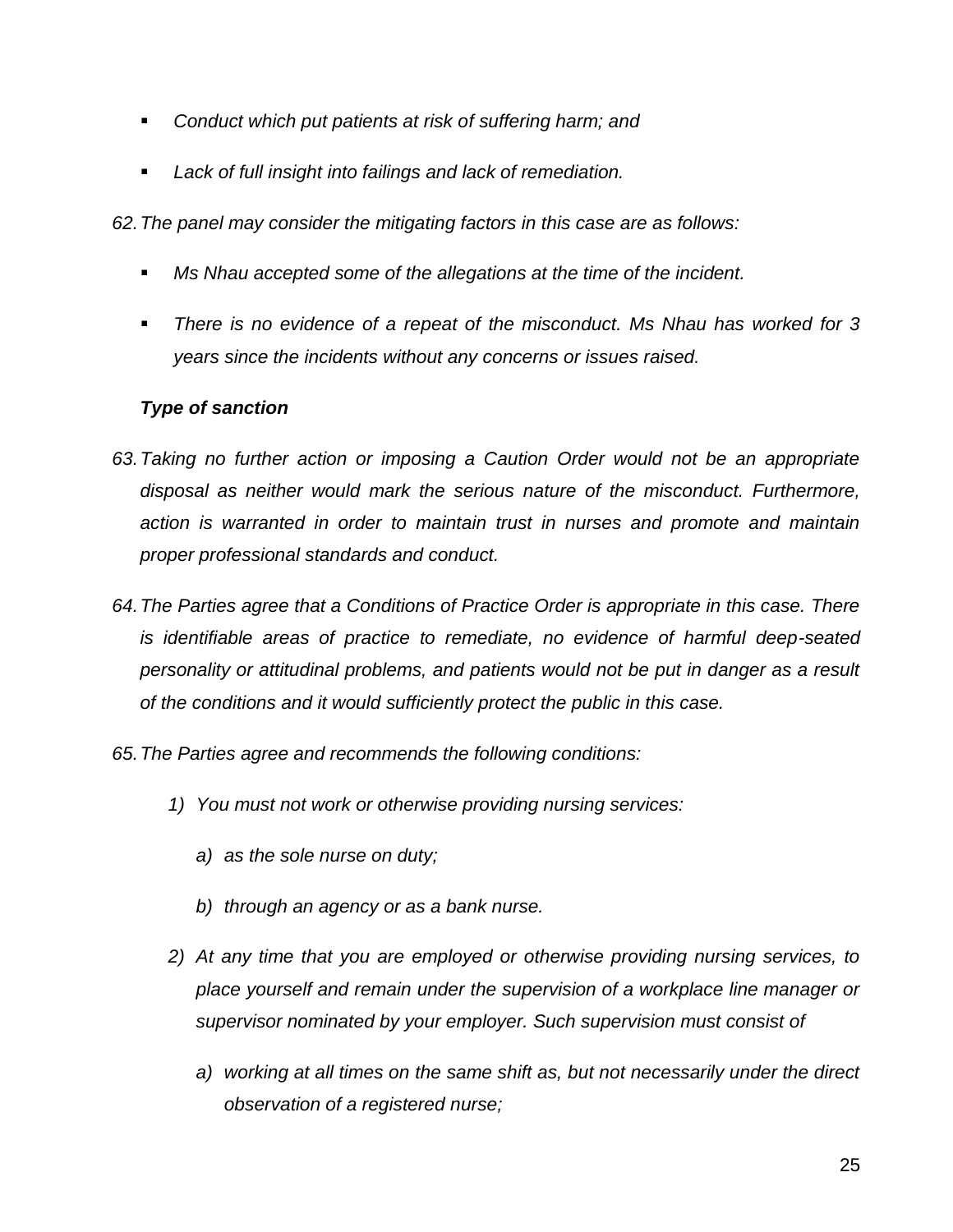- *Conduct which put patients at risk of suffering harm; and*
- *Lack of full insight into failings and lack of remediation.*

62. *The panel may consider the mitigating factors in this case are as follows:*

- *Ms Nhau accepted some of the allegations at the time of the incident.*
- *There is no evidence of a repeat of the misconduct. Ms Nhau has worked for 3 years since the incidents without any concerns or issues raised.*

***Type of sanction***

63. *Taking no further action or imposing a Caution Order would not be an appropriate disposal as neither would mark the serious nature of the misconduct. Furthermore, action is warranted in order to maintain trust in nurses and promote and maintain proper professional standards and conduct.*

64. *The Parties agree that a Conditions of Practice Order is appropriate in this case. There is identifiable areas of practice to remediate, no evidence of harmful deep-seated personality or attitudinal problems, and patients would not be put in danger as a result of the conditions and it would sufficiently protect the public in this case.*

65. *The Parties agree and recommends the following conditions:*

   1) *You must not work or otherwise providing nursing services:*

      a) *as the sole nurse on duty;*

      b) *through an agency or as a bank nurse.*

   2) *At any time that you are employed or otherwise providing nursing services, to place yourself and remain under the supervision of a workplace line manager or supervisor nominated by your employer. Such supervision must consist of*

      a) *working at all times on the same shift as, but not necessarily under the direct observation of a registered nurse;*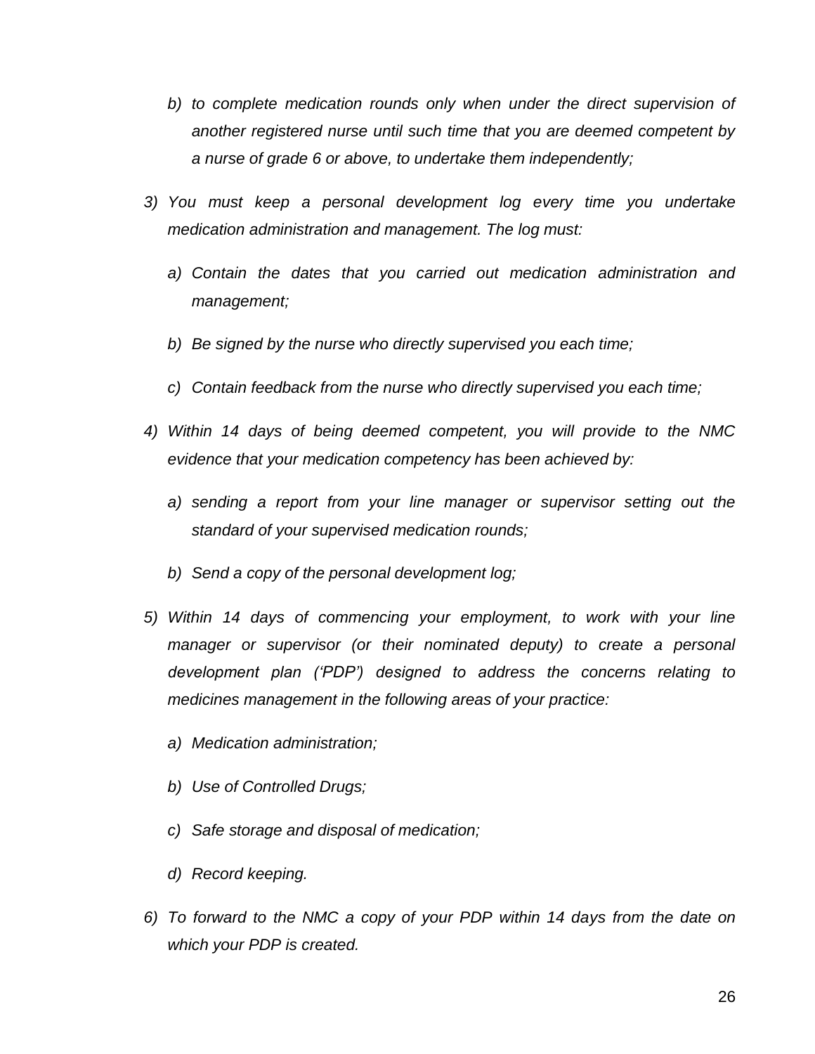b) *to complete medication rounds only when under the direct supervision of another registered nurse until such time that you are deemed competent by a nurse of grade 6 or above, to undertake them independently;*

3) *You must keep a personal development log every time you undertake medication administration and management. The log must:*

   a) *Contain the dates that you carried out medication administration and management;*

   b) *Be signed by the nurse who directly supervised you each time;*

   c) *Contain feedback from the nurse who directly supervised you each time;*

4) *Within 14 days of being deemed competent, you will provide to the NMC evidence that your medication competency has been achieved by:*

   a) *sending a report from your line manager or supervisor setting out the standard of your supervised medication rounds;*

   b) *Send a copy of the personal development log;*

5) *Within 14 days of commencing your employment, to work with your line manager or supervisor (or their nominated deputy) to create a personal development plan ('PDP') designed to address the concerns relating to medicines management in the following areas of your practice:*

   a) *Medication administration;*

   b) *Use of Controlled Drugs;*

   c) *Safe storage and disposal of medication;*

   d) *Record keeping.*

6) *To forward to the NMC a copy of your PDP within 14 days from the date on which your PDP is created.*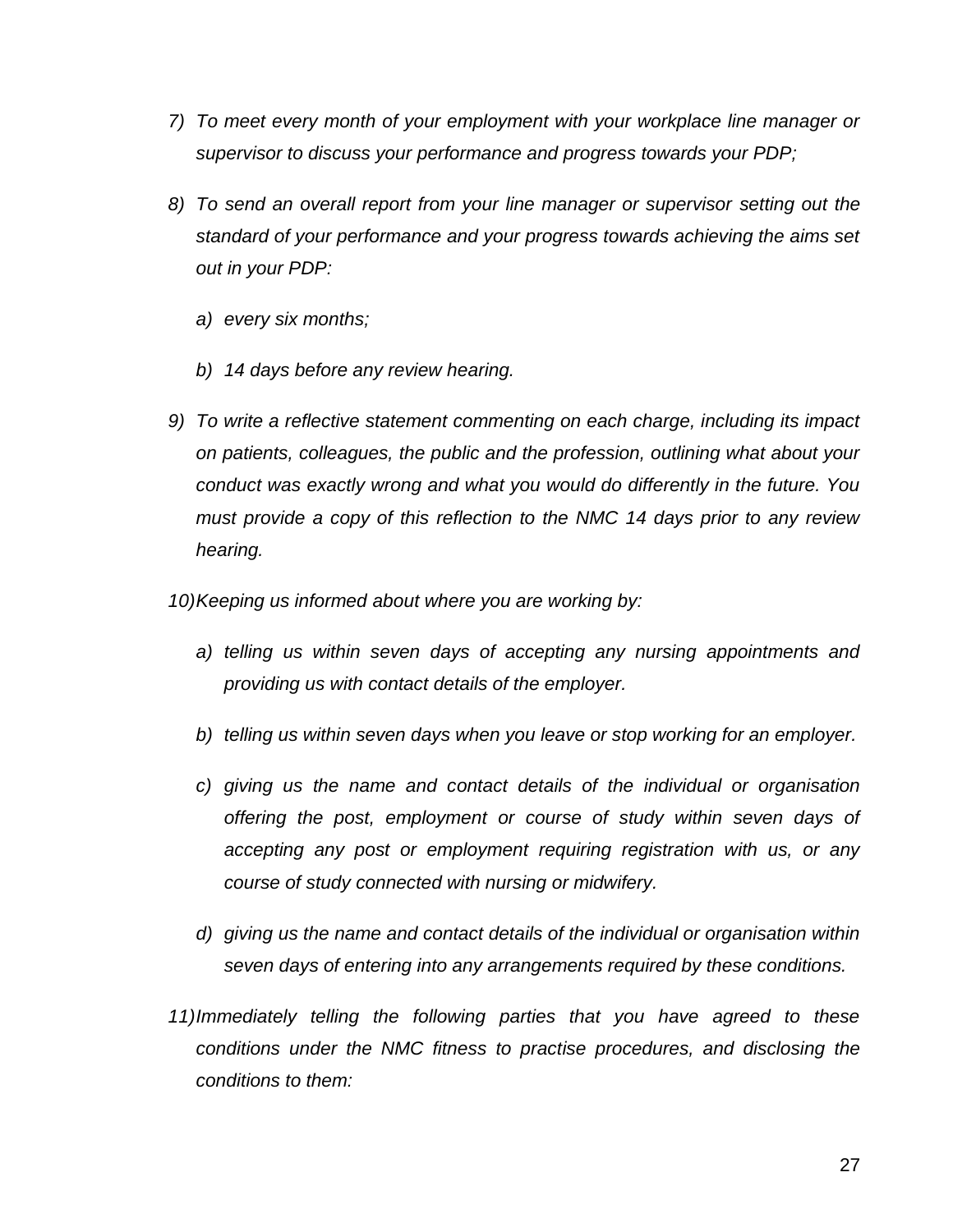7) *To meet every month of your employment with your workplace line manager or supervisor to discuss your performance and progress towards your PDP;*

8) *To send an overall report from your line manager or supervisor setting out the standard of your performance and your progress towards achieving the aims set out in your PDP:*

    a) *every six months;*

    b) *14 days before any review hearing.*

9) *To write a reflective statement commenting on each charge, including its impact on patients, colleagues, the public and the profession, outlining what about your conduct was exactly wrong and what you would do differently in the future. You must provide a copy of this reflection to the NMC 14 days prior to any review hearing.*

10) *Keeping us informed about where you are working by:*

    a) *telling us within seven days of accepting any nursing appointments and providing us with contact details of the employer.*

    b) *telling us within seven days when you leave or stop working for an employer.*

    c) *giving us the name and contact details of the individual or organisation offering the post, employment or course of study within seven days of accepting any post or employment requiring registration with us, or any course of study connected with nursing or midwifery.*

    d) *giving us the name and contact details of the individual or organisation within seven days of entering into any arrangements required by these conditions.*

11) *Immediately telling the following parties that you have agreed to these conditions under the NMC fitness to practise procedures, and disclosing the conditions to them:*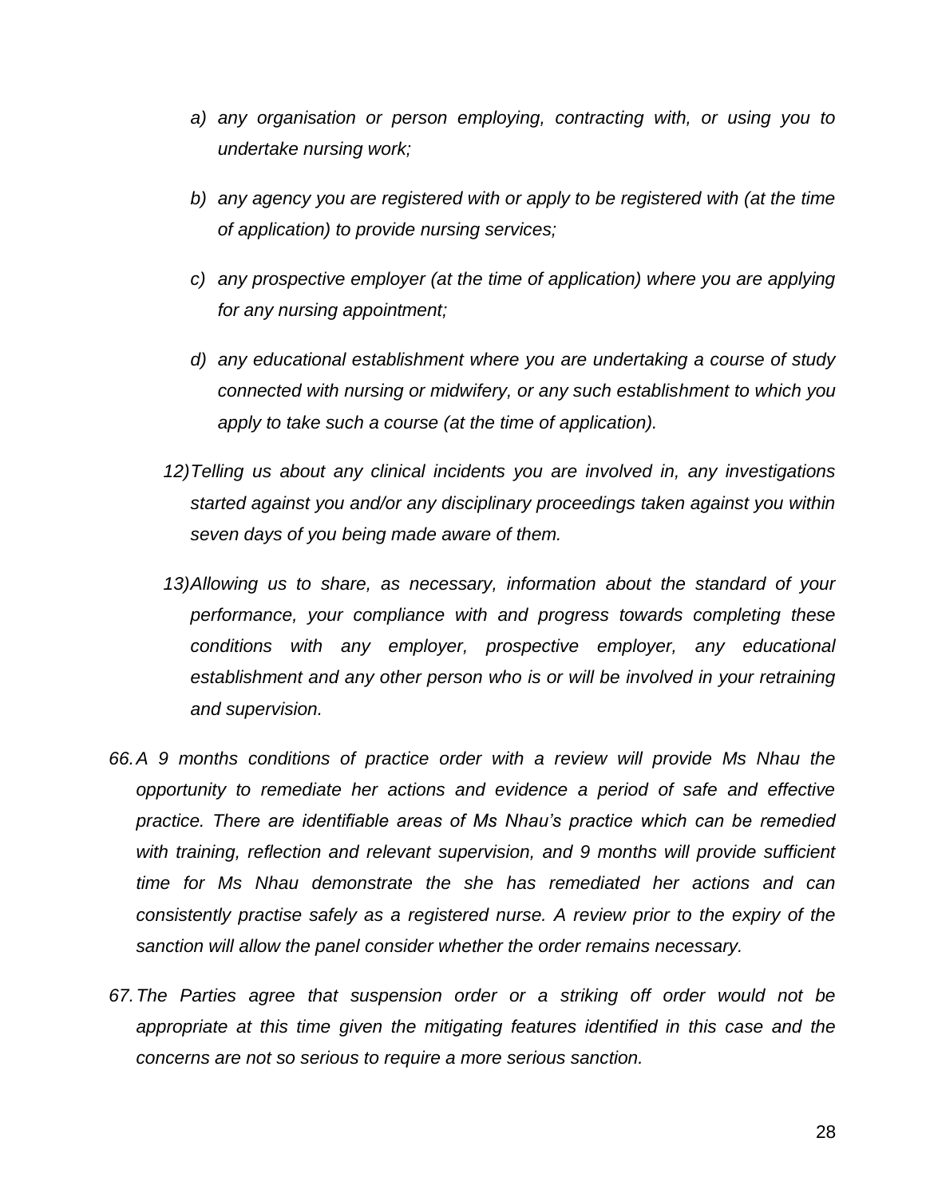*a) any organisation or person employing, contracting with, or using you to undertake nursing work;*

*b) any agency you are registered with or apply to be registered with (at the time of application) to provide nursing services;*

*c) any prospective employer (at the time of application) where you are applying for any nursing appointment;*

*d) any educational establishment where you are undertaking a course of study connected with nursing or midwifery, or any such establishment to which you apply to take such a course (at the time of application).*

*12) Telling us about any clinical incidents you are involved in, any investigations started against you and/or any disciplinary proceedings taken against you within seven days of you being made aware of them.*

*13) Allowing us to share, as necessary, information about the standard of your performance, your compliance with and progress towards completing these conditions with any employer, prospective employer, any educational establishment and any other person who is or will be involved in your retraining and supervision.*

*66. A 9 months conditions of practice order with a review will provide Ms Nhau the opportunity to remediate her actions and evidence a period of safe and effective practice. There are identifiable areas of Ms Nhau's practice which can be remedied with training, reflection and relevant supervision, and 9 months will provide sufficient time for Ms Nhau demonstrate the she has remediated her actions and can consistently practise safely as a registered nurse. A review prior to the expiry of the sanction will allow the panel consider whether the order remains necessary.*

*67. The Parties agree that suspension order or a striking off order would not be appropriate at this time given the mitigating features identified in this case and the concerns are not so serious to require a more serious sanction.*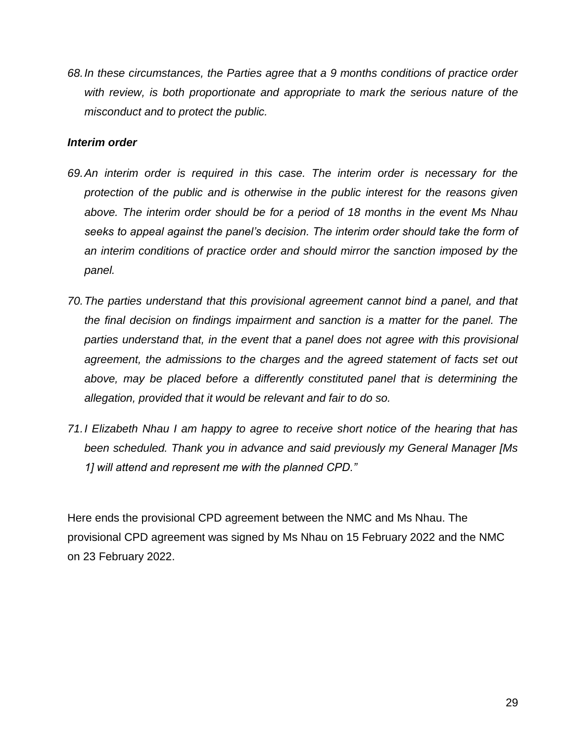*68. In these circumstances, the Parties agree that a 9 months conditions of practice order with review, is both proportionate and appropriate to mark the serious nature of the misconduct and to protect the public.*

***Interim order***

*69. An interim order is required in this case. The interim order is necessary for the protection of the public and is otherwise in the public interest for the reasons given above. The interim order should be for a period of 18 months in the event Ms Nhau seeks to appeal against the panel's decision. The interim order should take the form of an interim conditions of practice order and should mirror the sanction imposed by the panel.*

*70. The parties understand that this provisional agreement cannot bind a panel, and that the final decision on findings impairment and sanction is a matter for the panel. The parties understand that, in the event that a panel does not agree with this provisional agreement, the admissions to the charges and the agreed statement of facts set out above, may be placed before a differently constituted panel that is determining the allegation, provided that it would be relevant and fair to do so.*

*71. I Elizabeth Nhau I am happy to agree to receive short notice of the hearing that has been scheduled. Thank you in advance and said previously my General Manager [Ms 1] will attend and represent me with the planned CPD."*

Here ends the provisional CPD agreement between the NMC and Ms Nhau. The provisional CPD agreement was signed by Ms Nhau on 15 February 2022 and the NMC on 23 February 2022.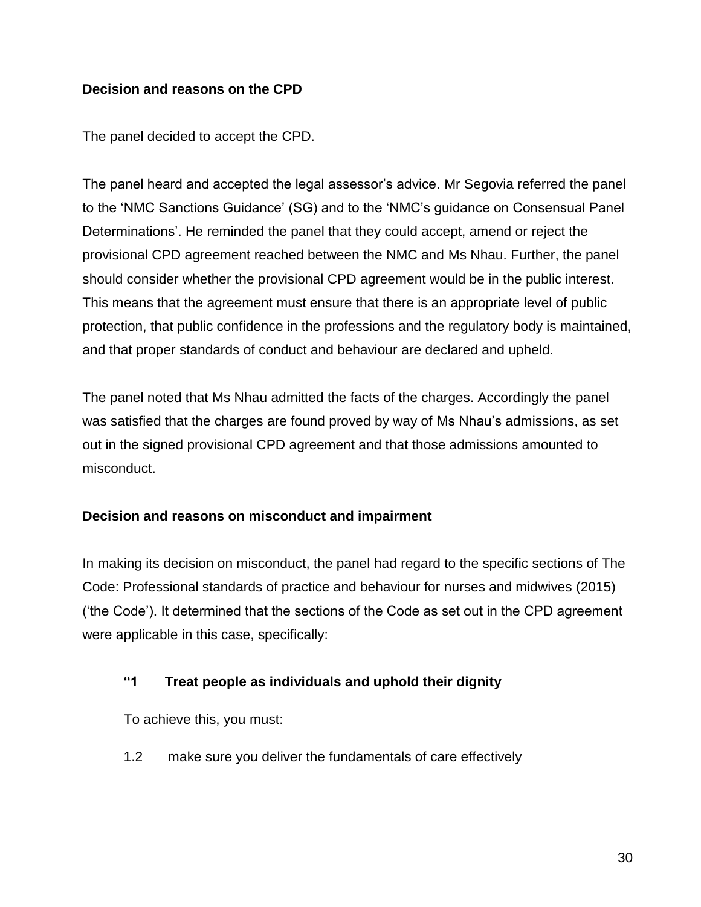**Decision and reasons on the CPD**

The panel decided to accept the CPD.

The panel heard and accepted the legal assessor's advice. Mr Segovia referred the panel to the 'NMC Sanctions Guidance' (SG) and to the 'NMC's guidance on Consensual Panel Determinations'. He reminded the panel that they could accept, amend or reject the provisional CPD agreement reached between the NMC and Ms Nhau. Further, the panel should consider whether the provisional CPD agreement would be in the public interest. This means that the agreement must ensure that there is an appropriate level of public protection, that public confidence in the professions and the regulatory body is maintained, and that proper standards of conduct and behaviour are declared and upheld.

The panel noted that Ms Nhau admitted the facts of the charges. Accordingly the panel was satisfied that the charges are found proved by way of Ms Nhau's admissions, as set out in the signed provisional CPD agreement and that those admissions amounted to misconduct.

**Decision and reasons on misconduct and impairment**

In making its decision on misconduct, the panel had regard to the specific sections of The Code: Professional standards of practice and behaviour for nurses and midwives (2015) ('the Code'). It determined that the sections of the Code as set out in the CPD agreement were applicable in this case, specifically:

> **"1 Treat people as individuals and uphold their dignity**
>
> To achieve this, you must:
>
> 1.2 make sure you deliver the fundamentals of care effectively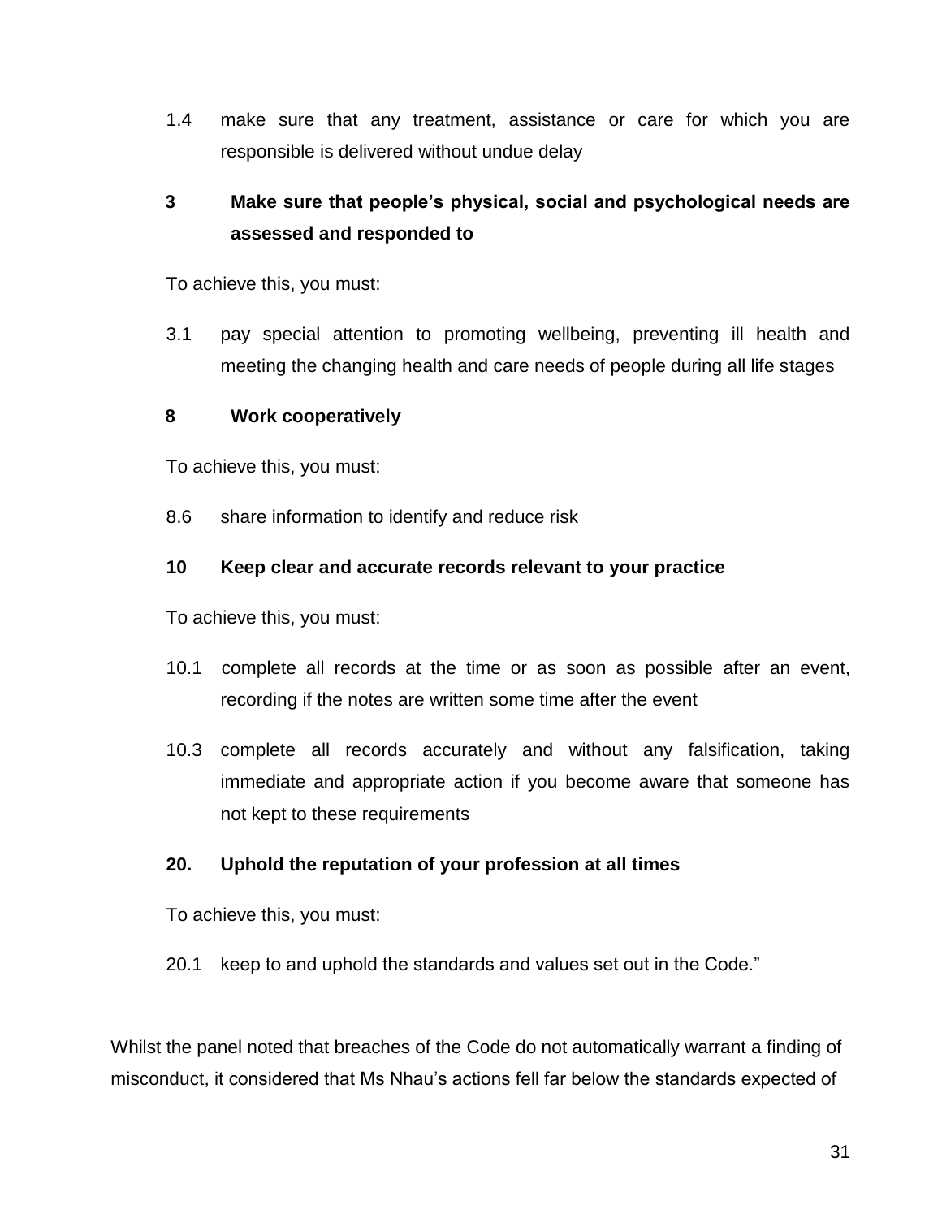1.4 make sure that any treatment, assistance or care for which you are responsible is delivered without undue delay

**3 Make sure that people's physical, social and psychological needs are assessed and responded to**

To achieve this, you must:

3.1 pay special attention to promoting wellbeing, preventing ill health and meeting the changing health and care needs of people during all life stages

**8 Work cooperatively**

To achieve this, you must:

8.6 share information to identify and reduce risk

**10 Keep clear and accurate records relevant to your practice**

To achieve this, you must:

10.1 complete all records at the time or as soon as possible after an event, recording if the notes are written some time after the event

10.3 complete all records accurately and without any falsification, taking immediate and appropriate action if you become aware that someone has not kept to these requirements

**20. Uphold the reputation of your profession at all times**

To achieve this, you must:

20.1 keep to and uphold the standards and values set out in the Code."

Whilst the panel noted that breaches of the Code do not automatically warrant a finding of misconduct, it considered that Ms Nhau's actions fell far below the standards expected of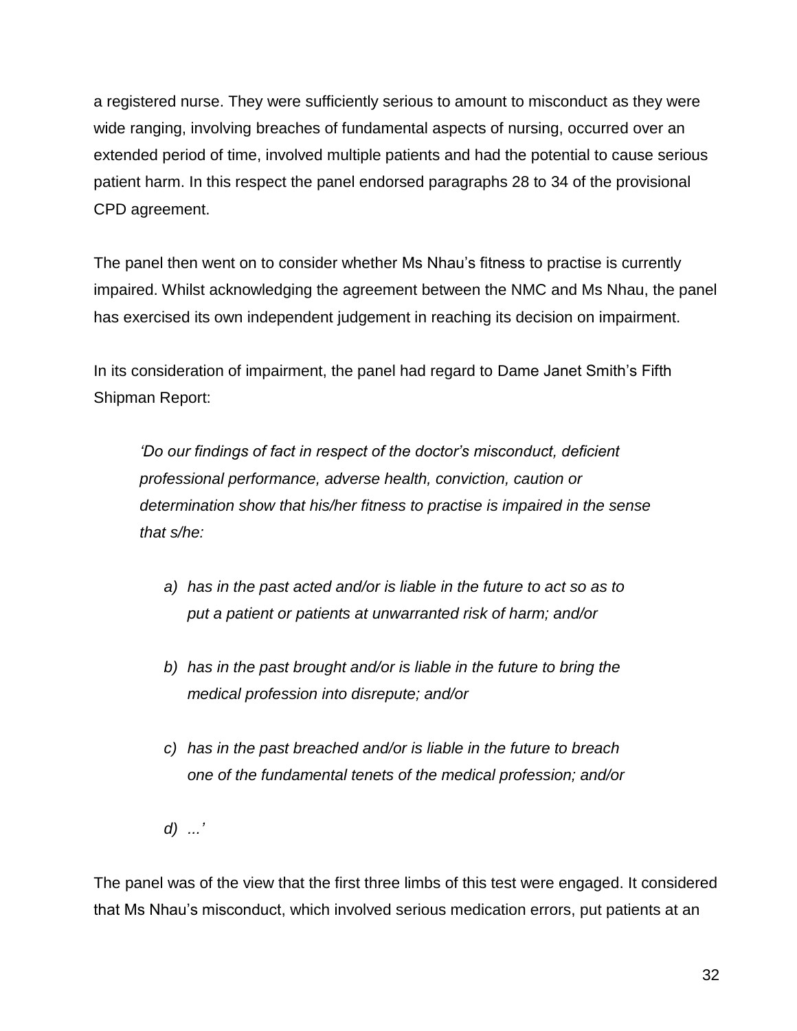a registered nurse. They were sufficiently serious to amount to misconduct as they were wide ranging, involving breaches of fundamental aspects of nursing, occurred over an extended period of time, involved multiple patients and had the potential to cause serious patient harm. In this respect the panel endorsed paragraphs 28 to 34 of the provisional CPD agreement.

The panel then went on to consider whether Ms Nhau's fitness to practise is currently impaired. Whilst acknowledging the agreement between the NMC and Ms Nhau, the panel has exercised its own independent judgement in reaching its decision on impairment.

In its consideration of impairment, the panel had regard to Dame Janet Smith's Fifth Shipman Report:

> *'Do our findings of fact in respect of the doctor's misconduct, deficient professional performance, adverse health, conviction, caution or determination show that his/her fitness to practise is impaired in the sense that s/he:*
>
> *a) has in the past acted and/or is liable in the future to act so as to put a patient or patients at unwarranted risk of harm; and/or*
>
> *b) has in the past brought and/or is liable in the future to bring the medical profession into disrepute; and/or*
>
> *c) has in the past breached and/or is liable in the future to breach one of the fundamental tenets of the medical profession; and/or*
>
> *d) ...'*

The panel was of the view that the first three limbs of this test were engaged. It considered that Ms Nhau's misconduct, which involved serious medication errors, put patients at an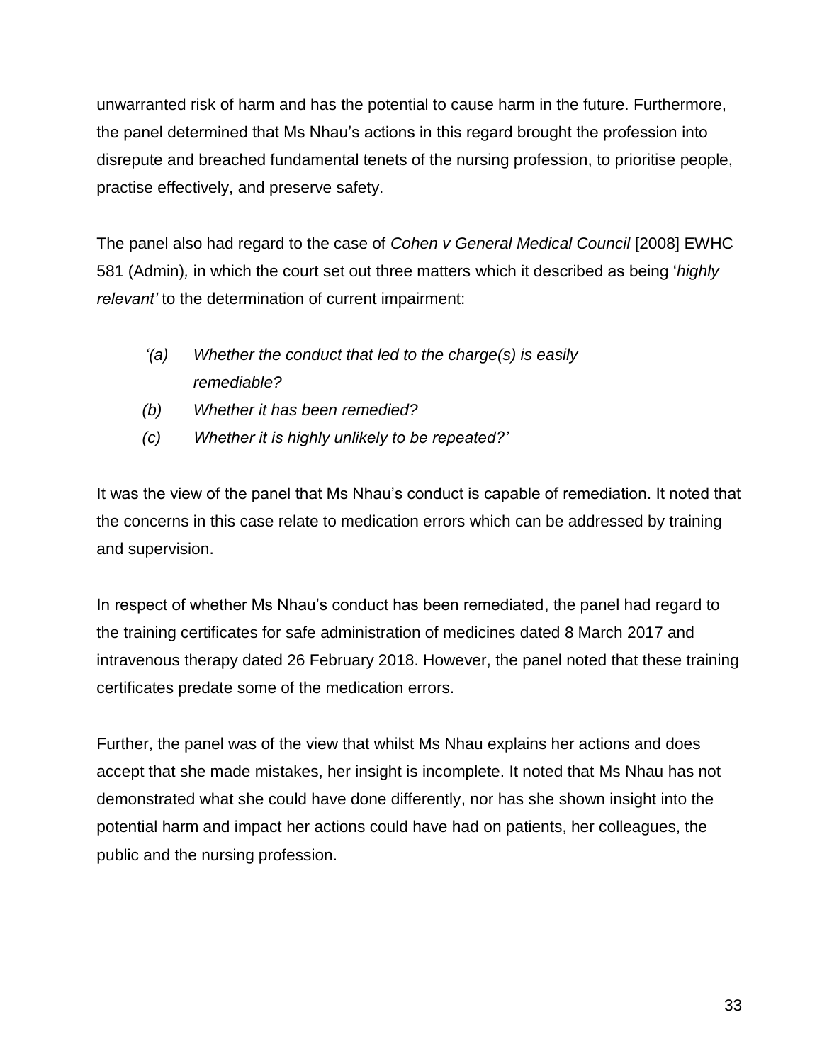unwarranted risk of harm and has the potential to cause harm in the future. Furthermore, the panel determined that Ms Nhau's actions in this regard brought the profession into disrepute and breached fundamental tenets of the nursing profession, to prioritise people, practise effectively, and preserve safety.

The panel also had regard to the case of *Cohen v General Medical Council* [2008] EWHC 581 (Admin), in which the court set out three matters which it described as being '*highly relevant'* to the determination of current impairment:

> *'(a) Whether the conduct that led to the charge(s) is easily remediable?*
>
> *(b) Whether it has been remedied?*
>
> *(c) Whether it is highly unlikely to be repeated?'*

It was the view of the panel that Ms Nhau's conduct is capable of remediation. It noted that the concerns in this case relate to medication errors which can be addressed by training and supervision.

In respect of whether Ms Nhau's conduct has been remediated, the panel had regard to the training certificates for safe administration of medicines dated 8 March 2017 and intravenous therapy dated 26 February 2018. However, the panel noted that these training certificates predate some of the medication errors.

Further, the panel was of the view that whilst Ms Nhau explains her actions and does accept that she made mistakes, her insight is incomplete. It noted that Ms Nhau has not demonstrated what she could have done differently, nor has she shown insight into the potential harm and impact her actions could have had on patients, her colleagues, the public and the nursing profession.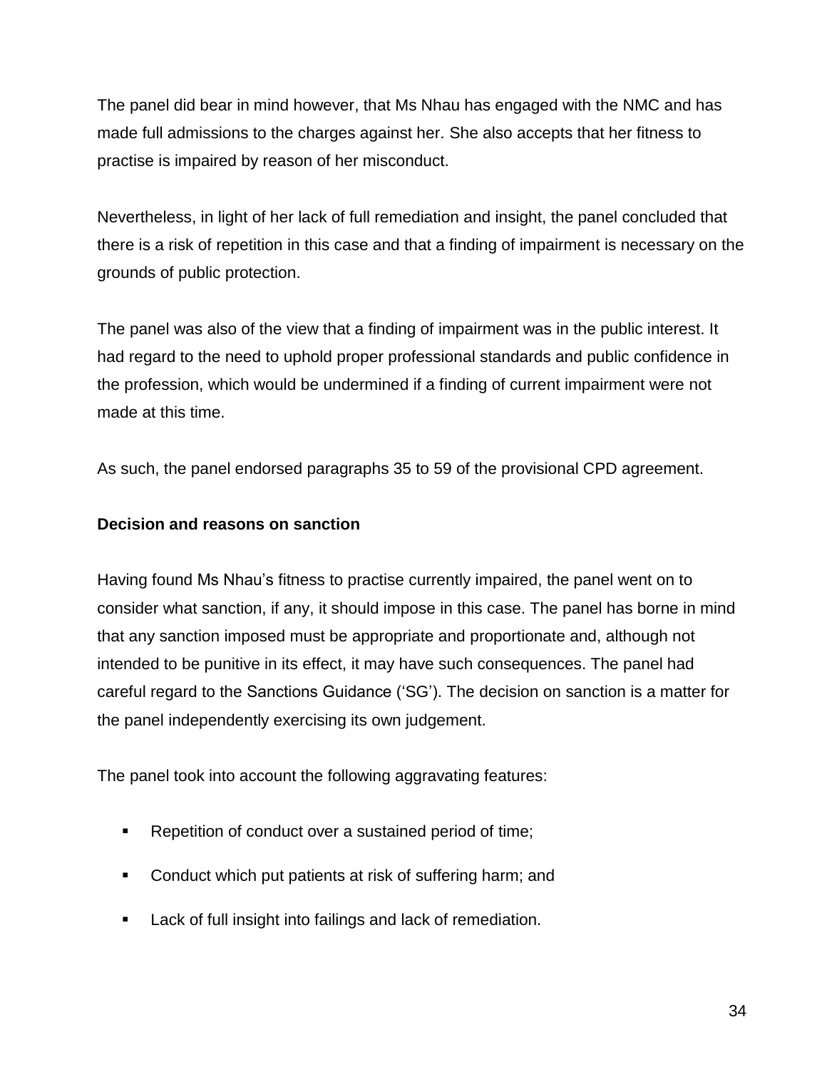The panel did bear in mind however, that Ms Nhau has engaged with the NMC and has made full admissions to the charges against her. She also accepts that her fitness to practise is impaired by reason of her misconduct.

Nevertheless, in light of her lack of full remediation and insight, the panel concluded that there is a risk of repetition in this case and that a finding of impairment is necessary on the grounds of public protection.

The panel was also of the view that a finding of impairment was in the public interest. It had regard to the need to uphold proper professional standards and public confidence in the profession, which would be undermined if a finding of current impairment were not made at this time.

As such, the panel endorsed paragraphs 35 to 59 of the provisional CPD agreement.

**Decision and reasons on sanction**

Having found Ms Nhau's fitness to practise currently impaired, the panel went on to consider what sanction, if any, it should impose in this case. The panel has borne in mind that any sanction imposed must be appropriate and proportionate and, although not intended to be punitive in its effect, it may have such consequences. The panel had careful regard to the Sanctions Guidance ('SG'). The decision on sanction is a matter for the panel independently exercising its own judgement.

The panel took into account the following aggravating features:

- Repetition of conduct over a sustained period of time;
- Conduct which put patients at risk of suffering harm; and
- Lack of full insight into failings and lack of remediation.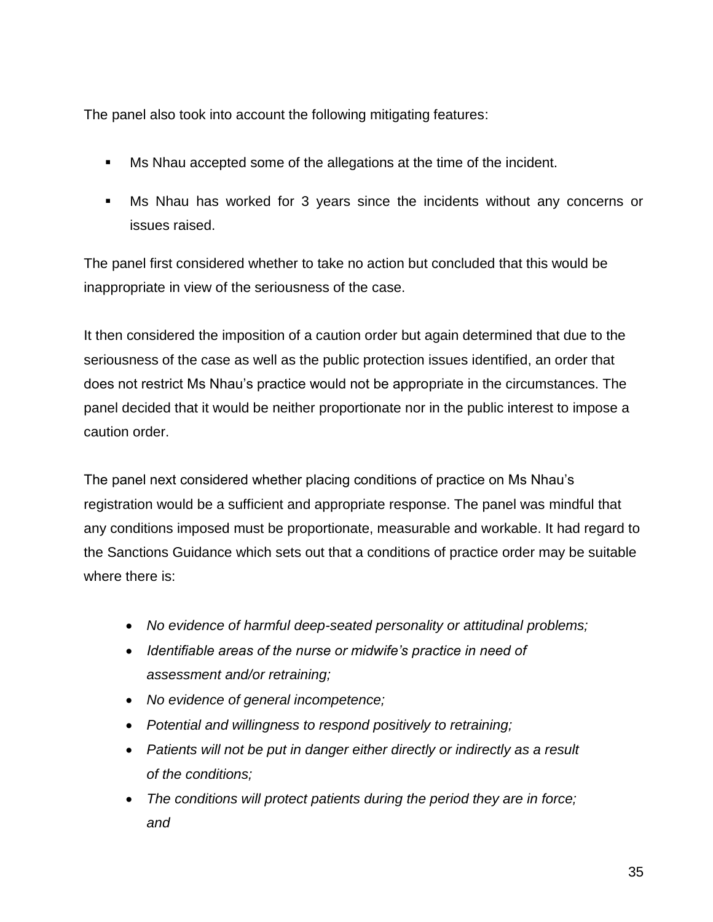The panel also took into account the following mitigating features:

- Ms Nhau accepted some of the allegations at the time of the incident.
- Ms Nhau has worked for 3 years since the incidents without any concerns or issues raised.

The panel first considered whether to take no action but concluded that this would be inappropriate in view of the seriousness of the case.

It then considered the imposition of a caution order but again determined that due to the seriousness of the case as well as the public protection issues identified, an order that does not restrict Ms Nhau's practice would not be appropriate in the circumstances. The panel decided that it would be neither proportionate nor in the public interest to impose a caution order.

The panel next considered whether placing conditions of practice on Ms Nhau's registration would be a sufficient and appropriate response. The panel was mindful that any conditions imposed must be proportionate, measurable and workable. It had regard to the Sanctions Guidance which sets out that a conditions of practice order may be suitable where there is:

- *No evidence of harmful deep-seated personality or attitudinal problems;*
- *Identifiable areas of the nurse or midwife's practice in need of assessment and/or retraining;*
- *No evidence of general incompetence;*
- *Potential and willingness to respond positively to retraining;*
- *Patients will not be put in danger either directly or indirectly as a result of the conditions;*
- *The conditions will protect patients during the period they are in force; and*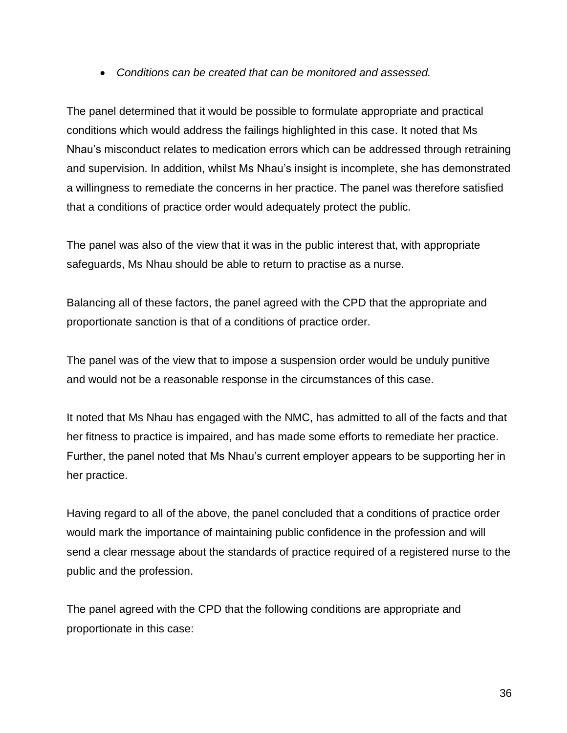- *Conditions can be created that can be monitored and assessed.*

The panel determined that it would be possible to formulate appropriate and practical conditions which would address the failings highlighted in this case. It noted that Ms Nhau's misconduct relates to medication errors which can be addressed through retraining and supervision. In addition, whilst Ms Nhau's insight is incomplete, she has demonstrated a willingness to remediate the concerns in her practice. The panel was therefore satisfied that a conditions of practice order would adequately protect the public.

The panel was also of the view that it was in the public interest that, with appropriate safeguards, Ms Nhau should be able to return to practise as a nurse.

Balancing all of these factors, the panel agreed with the CPD that the appropriate and proportionate sanction is that of a conditions of practice order.

The panel was of the view that to impose a suspension order would be unduly punitive and would not be a reasonable response in the circumstances of this case.

It noted that Ms Nhau has engaged with the NMC, has admitted to all of the facts and that her fitness to practice is impaired, and has made some efforts to remediate her practice. Further, the panel noted that Ms Nhau's current employer appears to be supporting her in her practice.

Having regard to all of the above, the panel concluded that a conditions of practice order would mark the importance of maintaining public confidence in the profession and will send a clear message about the standards of practice required of a registered nurse to the public and the profession.

The panel agreed with the CPD that the following conditions are appropriate and proportionate in this case: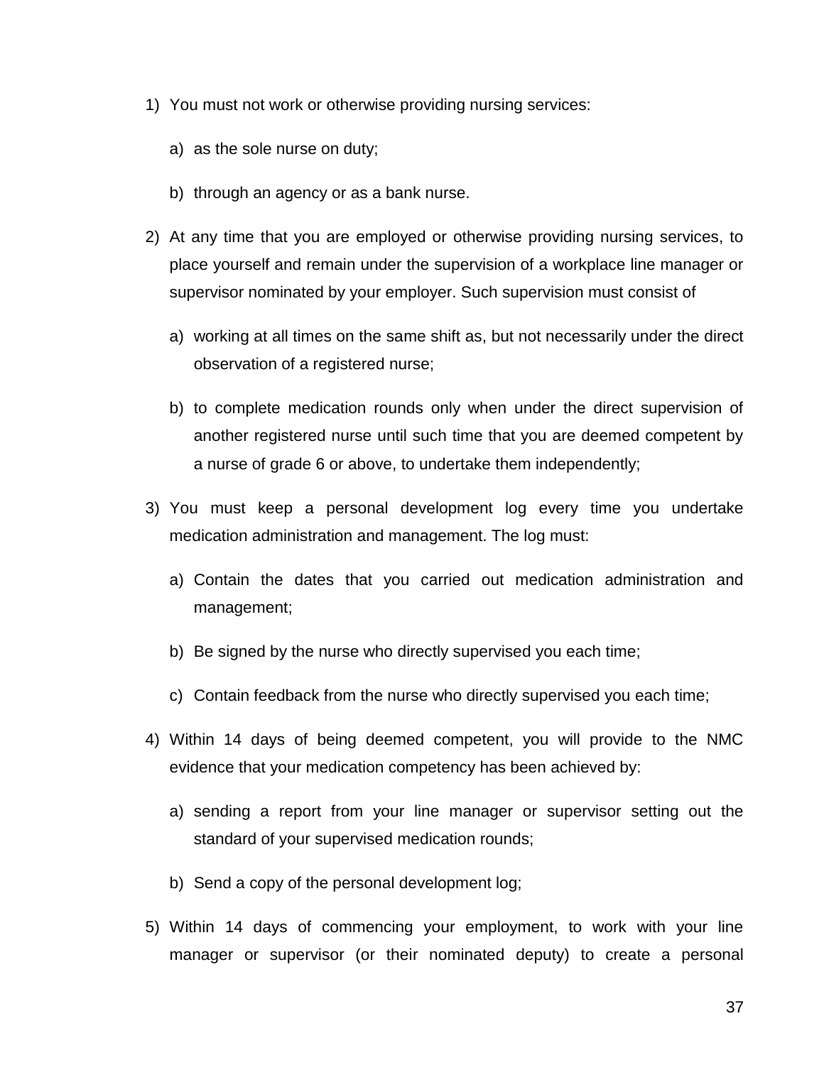1) You must not work or otherwise providing nursing services:

   a) as the sole nurse on duty;

   b) through an agency or as a bank nurse.

2) At any time that you are employed or otherwise providing nursing services, to place yourself and remain under the supervision of a workplace line manager or supervisor nominated by your employer. Such supervision must consist of

   a) working at all times on the same shift as, but not necessarily under the direct observation of a registered nurse;

   b) to complete medication rounds only when under the direct supervision of another registered nurse until such time that you are deemed competent by a nurse of grade 6 or above, to undertake them independently;

3) You must keep a personal development log every time you undertake medication administration and management. The log must:

   a) Contain the dates that you carried out medication administration and management;

   b) Be signed by the nurse who directly supervised you each time;

   c) Contain feedback from the nurse who directly supervised you each time;

4) Within 14 days of being deemed competent, you will provide to the NMC evidence that your medication competency has been achieved by:

   a) sending a report from your line manager or supervisor setting out the standard of your supervised medication rounds;

   b) Send a copy of the personal development log;

5) Within 14 days of commencing your employment, to work with your line manager or supervisor (or their nominated deputy) to create a personal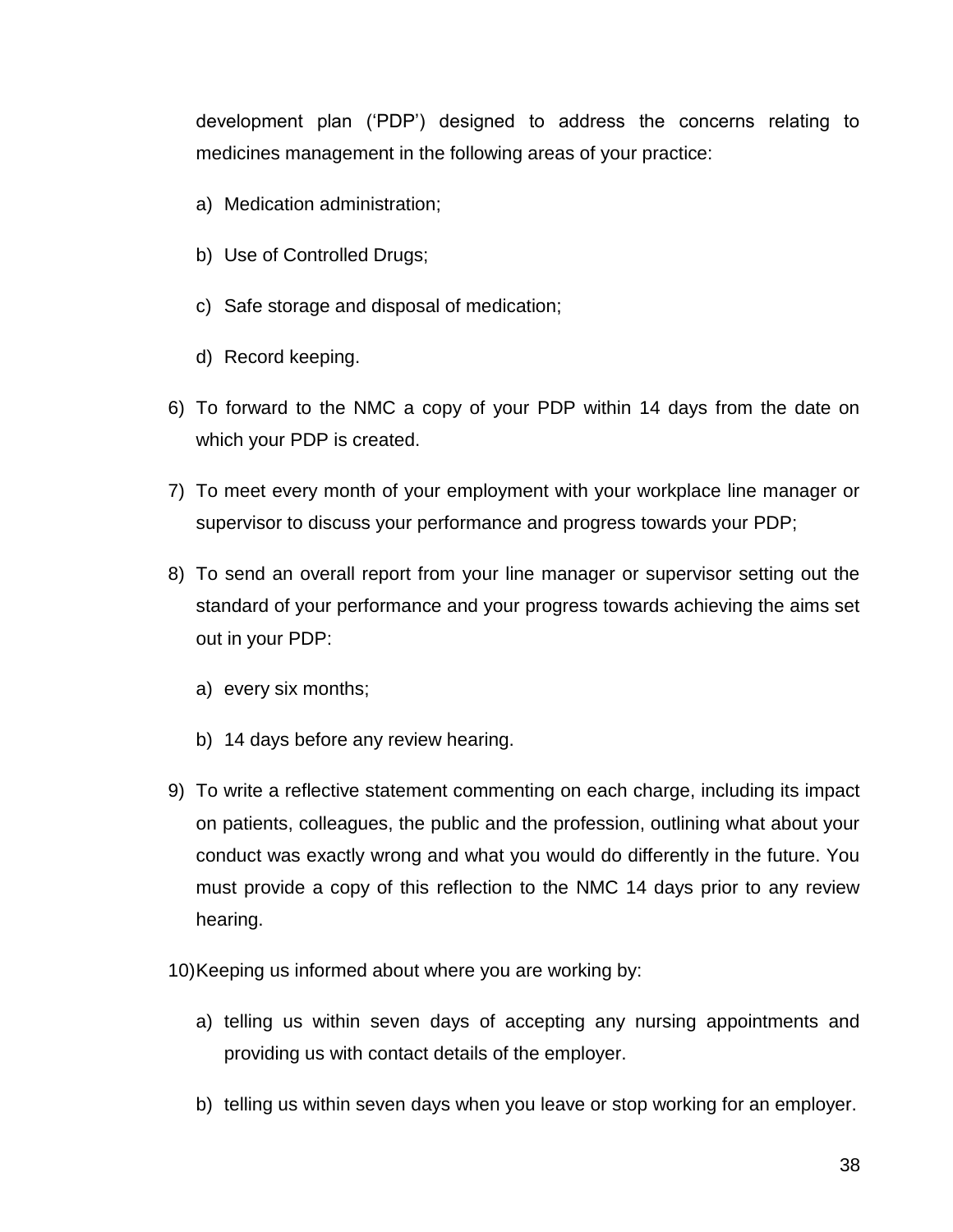development plan ('PDP') designed to address the concerns relating to medicines management in the following areas of your practice:

   a) Medication administration;

   b) Use of Controlled Drugs;

   c) Safe storage and disposal of medication;

   d) Record keeping.

6) To forward to the NMC a copy of your PDP within 14 days from the date on which your PDP is created.

7) To meet every month of your employment with your workplace line manager or supervisor to discuss your performance and progress towards your PDP;

8) To send an overall report from your line manager or supervisor setting out the standard of your performance and your progress towards achieving the aims set out in your PDP:

   a) every six months;

   b) 14 days before any review hearing.

9) To write a reflective statement commenting on each charge, including its impact on patients, colleagues, the public and the profession, outlining what about your conduct was exactly wrong and what you would do differently in the future. You must provide a copy of this reflection to the NMC 14 days prior to any review hearing.

10) Keeping us informed about where you are working by:

   a) telling us within seven days of accepting any nursing appointments and providing us with contact details of the employer.

   b) telling us within seven days when you leave or stop working for an employer.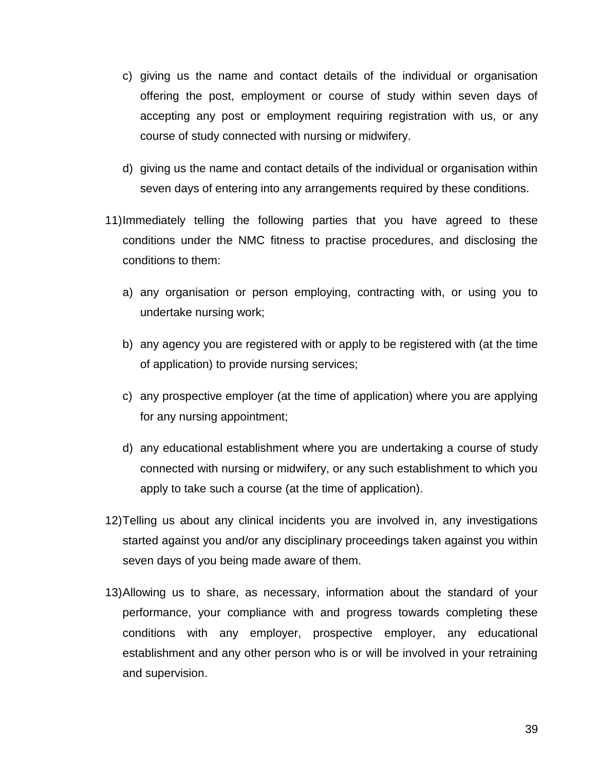c) giving us the name and contact details of the individual or organisation offering the post, employment or course of study within seven days of accepting any post or employment requiring registration with us, or any course of study connected with nursing or midwifery.

d) giving us the name and contact details of the individual or organisation within seven days of entering into any arrangements required by these conditions.

11) Immediately telling the following parties that you have agreed to these conditions under the NMC fitness to practise procedures, and disclosing the conditions to them:

   a) any organisation or person employing, contracting with, or using you to undertake nursing work;

   b) any agency you are registered with or apply to be registered with (at the time of application) to provide nursing services;

   c) any prospective employer (at the time of application) where you are applying for any nursing appointment;

   d) any educational establishment where you are undertaking a course of study connected with nursing or midwifery, or any such establishment to which you apply to take such a course (at the time of application).

12) Telling us about any clinical incidents you are involved in, any investigations started against you and/or any disciplinary proceedings taken against you within seven days of you being made aware of them.

13) Allowing us to share, as necessary, information about the standard of your performance, your compliance with and progress towards completing these conditions with any employer, prospective employer, any educational establishment and any other person who is or will be involved in your retraining and supervision.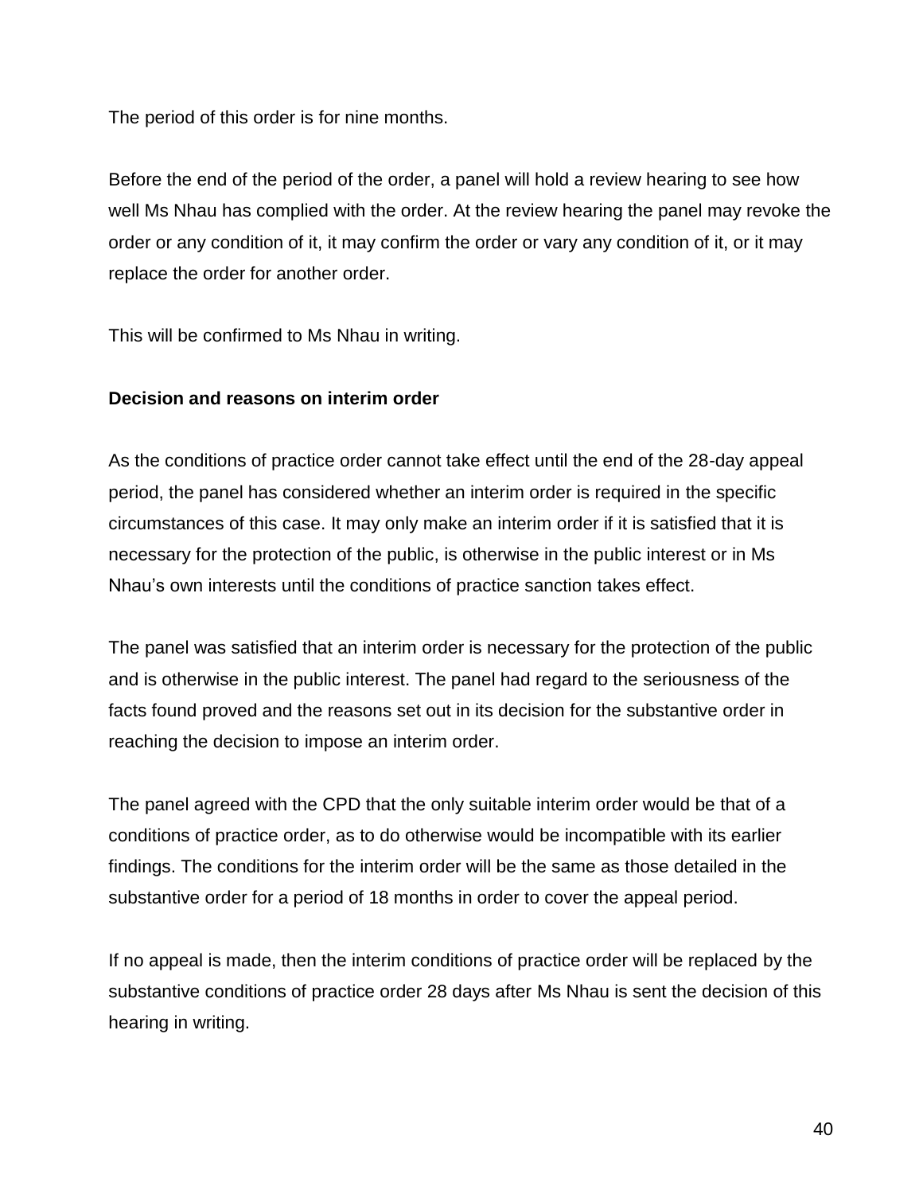The period of this order is for nine months.

Before the end of the period of the order, a panel will hold a review hearing to see how well Ms Nhau has complied with the order. At the review hearing the panel may revoke the order or any condition of it, it may confirm the order or vary any condition of it, or it may replace the order for another order.

This will be confirmed to Ms Nhau in writing.

**Decision and reasons on interim order**

As the conditions of practice order cannot take effect until the end of the 28-day appeal period, the panel has considered whether an interim order is required in the specific circumstances of this case. It may only make an interim order if it is satisfied that it is necessary for the protection of the public, is otherwise in the public interest or in Ms Nhau's own interests until the conditions of practice sanction takes effect.

The panel was satisfied that an interim order is necessary for the protection of the public and is otherwise in the public interest. The panel had regard to the seriousness of the facts found proved and the reasons set out in its decision for the substantive order in reaching the decision to impose an interim order.

The panel agreed with the CPD that the only suitable interim order would be that of a conditions of practice order, as to do otherwise would be incompatible with its earlier findings. The conditions for the interim order will be the same as those detailed in the substantive order for a period of 18 months in order to cover the appeal period.

If no appeal is made, then the interim conditions of practice order will be replaced by the substantive conditions of practice order 28 days after Ms Nhau is sent the decision of this hearing in writing.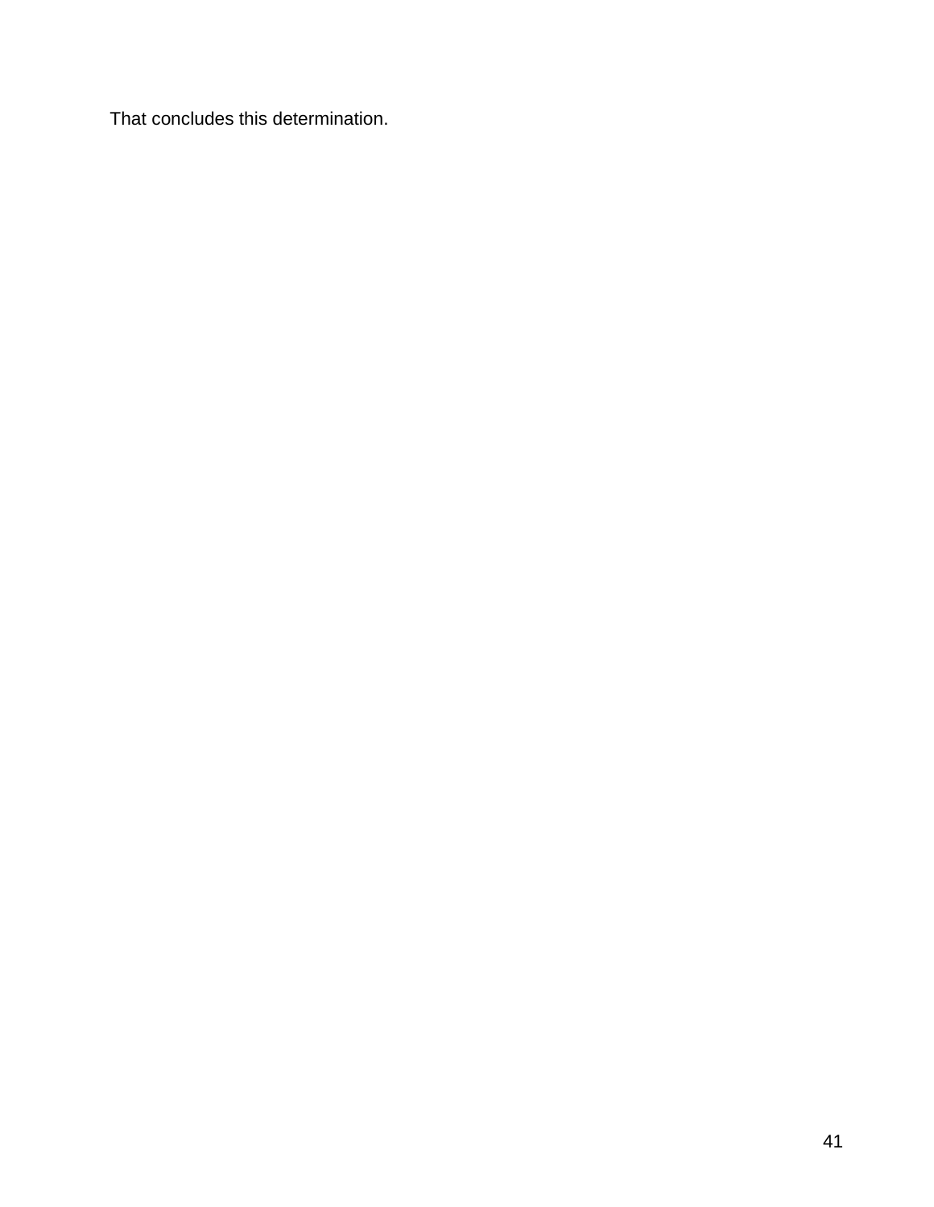That concludes this determination.